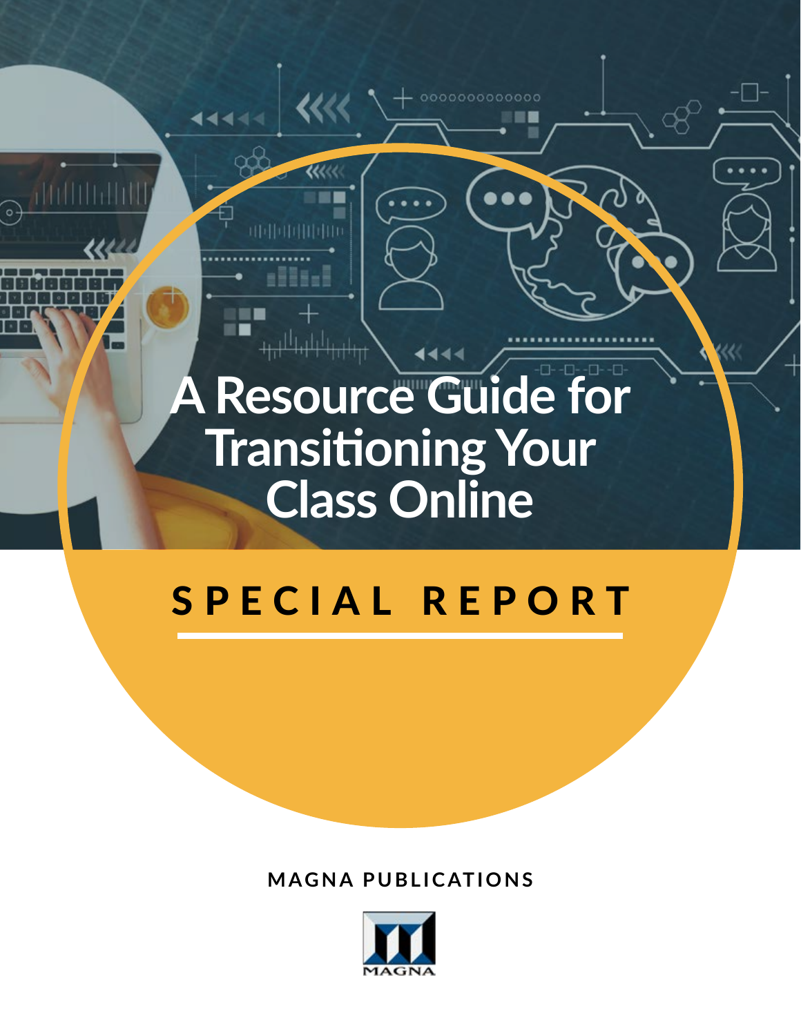# A Resource Guide for Transitioning Your Class Online

## SPECIAL REPORT

**MAGNA PUBLICATIONS**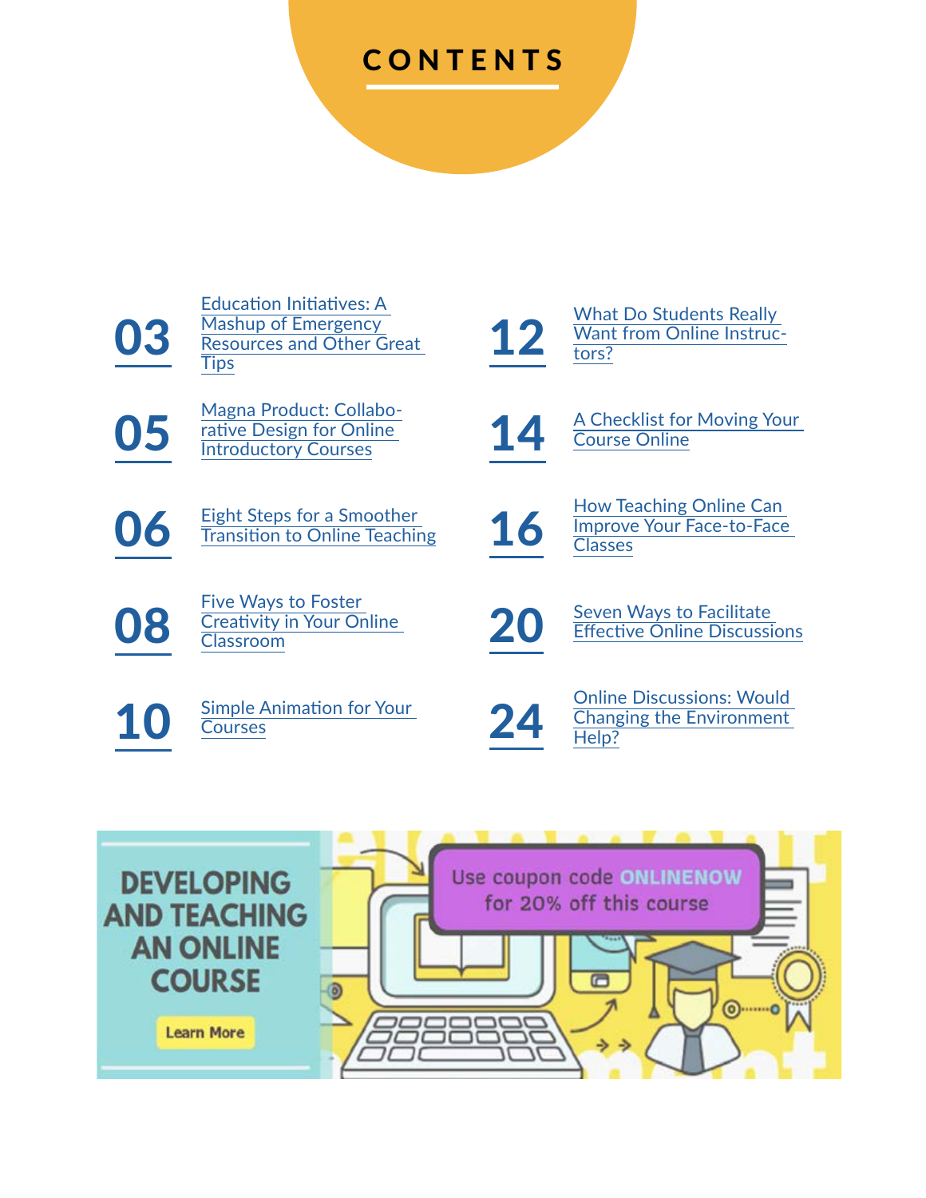# CONTENTS

03 Education Initiatives: A Mashup of Emergency Resources and Other Great Tips

05 Magna Product: Collaborative Design for Online Introductory Courses

06 Eight Steps for a Smoother Transition to Online Teaching

08 Five Ways to Foster Creativity in Your Online Classroom

10 Simple Animation for Your Courses

12 What Do Students Really Want from Online Instructors?

14 A Checklist for Moving Your Course Online

16 How Teaching Online Can Improve Your Face-to-Face Classes

20 Seven Ways to Facilitate Effective Online Discussions

24 Online Discussions: Would Changing the Environment Help?

DEVELOPING AND TEACHING AN ONLINE COURSE

Learn More

Use coupon code ONLINENOW for 20% off this course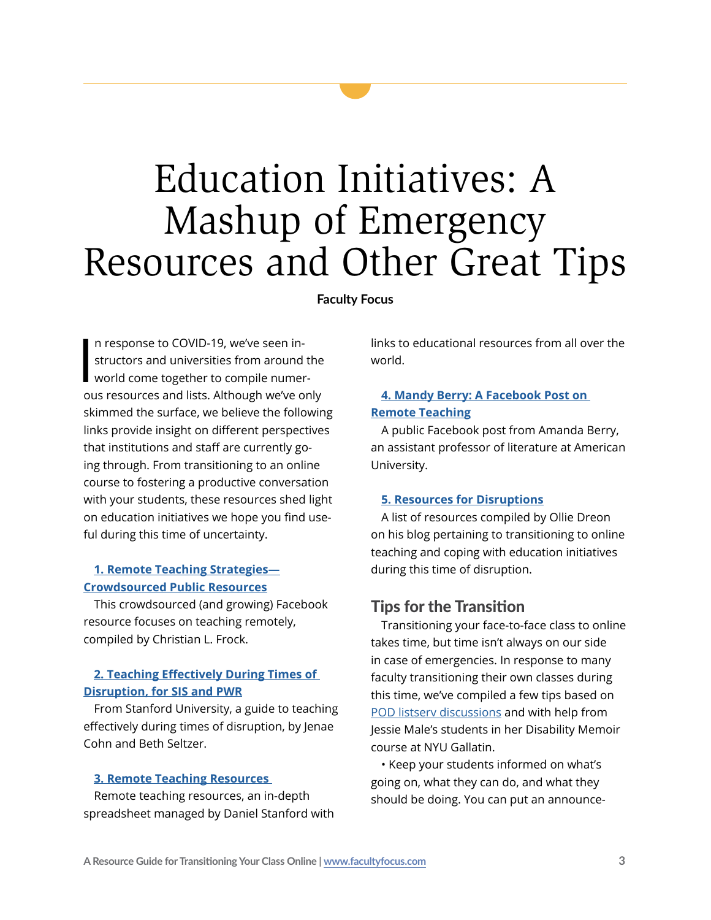# Education Initiatives: A Mashup of Emergency Resources and Other Great Tips

**Faculty Focus**

In response to COVID-19, we've seen instructors and universities from around the world come together to compile numerous resources and lists. Although we've only skimmed the surface, we believe the following links provide insight on different perspectives that institutions and staff are currently going through. From transitioning to an online course to fostering a productive conversation with your students, these resources shed light on education initiatives we hope you find useful during this time of uncertainty.

**1. Remote Teaching Strategies—Crowdsourced Public Resources**

This crowdsourced (and growing) Facebook resource focuses on teaching remotely, compiled by Christian L. Frock.

**2. Teaching Effectively During Times of Disruption, for SIS and PWR**

From Stanford University, a guide to teaching effectively during times of disruption, by Jenae Cohn and Beth Seltzer.

**3. Remote Teaching Resources**

Remote teaching resources, an in-depth spreadsheet managed by Daniel Stanford with links to educational resources from all over the world.

**4. Mandy Berry: A Facebook Post on Remote Teaching**

A public Facebook post from Amanda Berry, an assistant professor of literature at American University.

**5. Resources for Disruptions**

A list of resources compiled by Ollie Dreon on his blog pertaining to transitioning to online teaching and coping with education initiatives during this time of disruption.

## Tips for the Transition

Transitioning your face-to-face class to online takes time, but time isn't always on our side in case of emergencies. In response to many faculty transitioning their own classes during this time, we've compiled a few tips based on POD listserv discussions and with help from Jessie Male's students in her Disability Memoir course at NYU Gallatin.

- Keep your students informed on what's going on, what they can do, and what they should be doing. You can put an announce-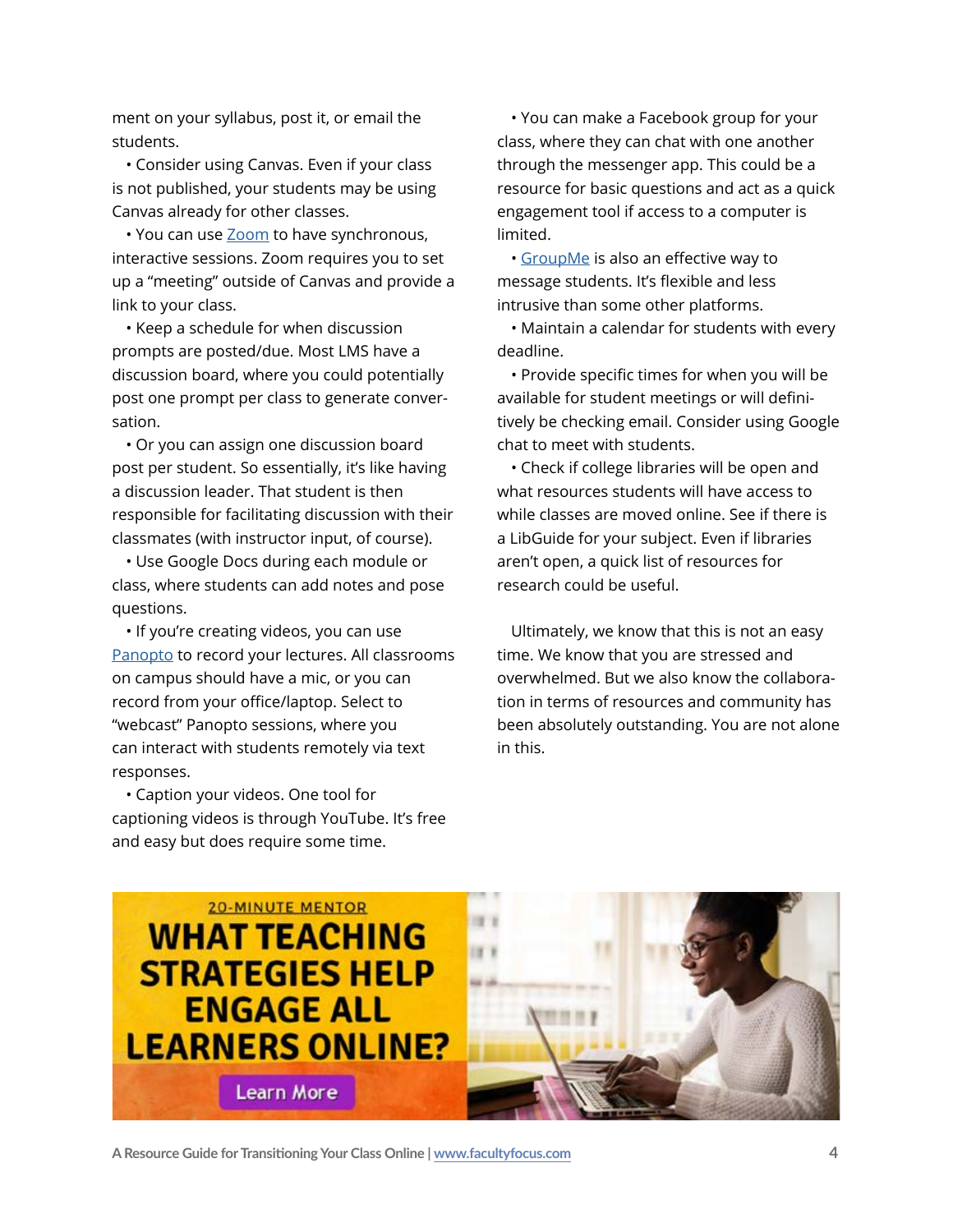ment on your syllabus, post it, or email the students.

• Consider using Canvas. Even if your class is not published, your students may be using Canvas already for other classes.

• You can use Zoom to have synchronous, interactive sessions. Zoom requires you to set up a "meeting" outside of Canvas and provide a link to your class.

• Keep a schedule for when discussion prompts are posted/due. Most LMS have a discussion board, where you could potentially post one prompt per class to generate conversation.

• Or you can assign one discussion board post per student. So essentially, it's like having a discussion leader. That student is then responsible for facilitating discussion with their classmates (with instructor input, of course).

• Use Google Docs during each module or class, where students can add notes and pose questions.

• If you're creating videos, you can use Panopto to record your lectures. All classrooms on campus should have a mic, or you can record from your office/laptop. Select to "webcast" Panopto sessions, where you can interact with students remotely via text responses.

• Caption your videos. One tool for captioning videos is through YouTube. It's free and easy but does require some time.

• You can make a Facebook group for your class, where they can chat with one another through the messenger app. This could be a resource for basic questions and act as a quick engagement tool if access to a computer is limited.

• GroupMe is also an effective way to message students. It's flexible and less intrusive than some other platforms.

• Maintain a calendar for students with every deadline.

• Provide specific times for when you will be available for student meetings or will definitively be checking email. Consider using Google chat to meet with students.

• Check if college libraries will be open and what resources students will have access to while classes are moved online. See if there is a LibGuide for your subject. Even if libraries aren't open, a quick list of resources for research could be useful.

Ultimately, we know that this is not an easy time. We know that you are stressed and overwhelmed. But we also know the collaboration in terms of resources and community has been absolutely outstanding. You are not alone in this.

20-MINUTE MENTOR

WHAT TEACHING STRATEGIES HELP ENGAGE ALL LEARNERS ONLINE?

Learn More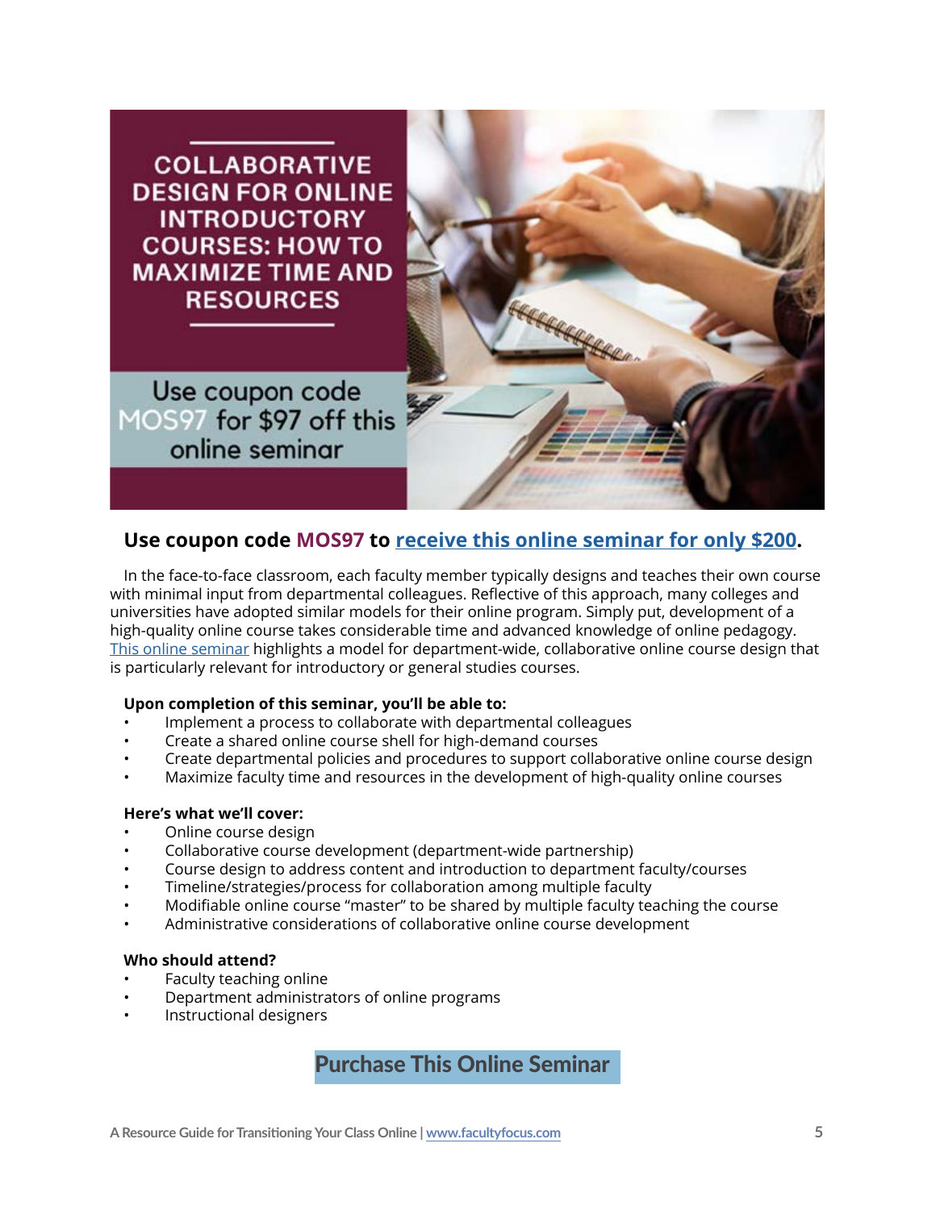# COLLABORATIVE DESIGN FOR ONLINE INTRODUCTORY COURSES: HOW TO MAXIMIZE TIME AND RESOURCES

Use coupon code MOS97 for $97 off this online seminar

## Use coupon code MOS97 to receive this online seminar for only $200.

In the face-to-face classroom, each faculty member typically designs and teaches their own course with minimal input from departmental colleagues. Reflective of this approach, many colleges and universities have adopted similar models for their online program. Simply put, development of a high-quality online course takes considerable time and advanced knowledge of online pedagogy. This online seminar highlights a model for department-wide, collaborative online course design that is particularly relevant for introductory or general studies courses.

**Upon completion of this seminar, you'll be able to:**

- Implement a process to collaborate with departmental colleagues
- Create a shared online course shell for high-demand courses
- Create departmental policies and procedures to support collaborative online course design
- Maximize faculty time and resources in the development of high-quality online courses

**Here's what we'll cover:**

- Online course design
- Collaborative course development (department-wide partnership)
- Course design to address content and introduction to department faculty/courses
- Timeline/strategies/process for collaboration among multiple faculty
- Modifiable online course "master" to be shared by multiple faculty teaching the course
- Administrative considerations of collaborative online course development

**Who should attend?**

- Faculty teaching online
- Department administrators of online programs
- Instructional designers

**Purchase This Online Seminar**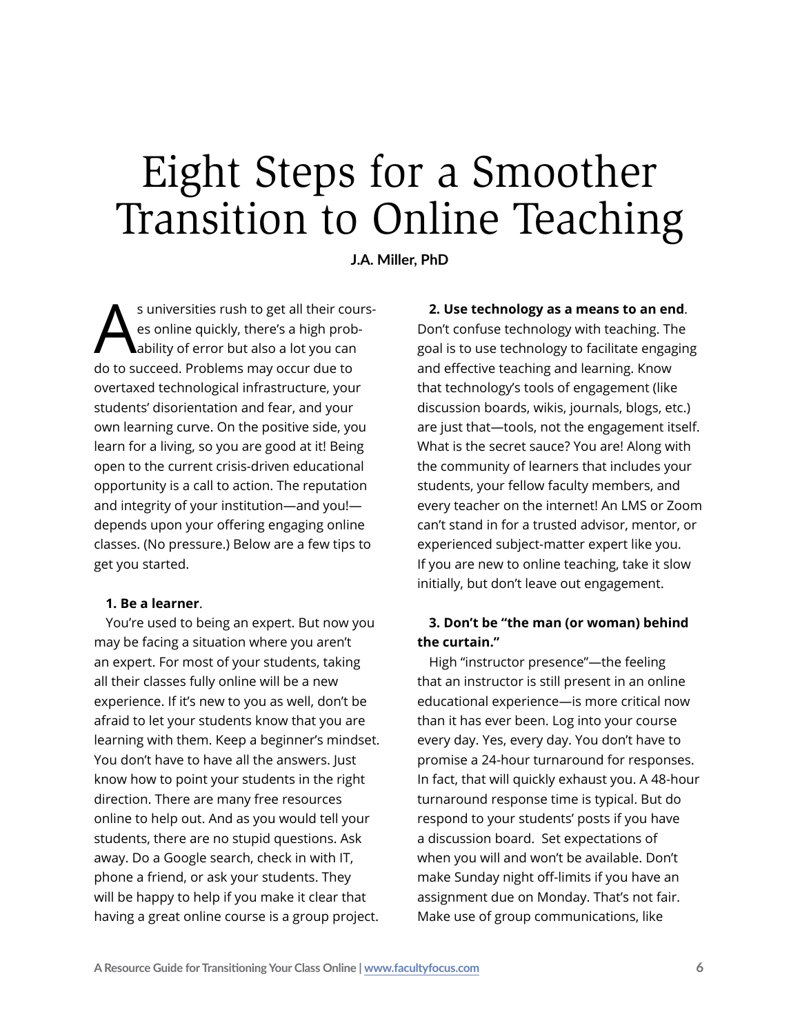# Eight Steps for a Smoother Transition to Online Teaching

**J.A. Miller, PhD**

As universities rush to get all their courses online quickly, there's a high probability of error but also a lot you can do to succeed. Problems may occur due to overtaxed technological infrastructure, your students' disorientation and fear, and your own learning curve. On the positive side, you learn for a living, so you are good at it! Being open to the current crisis-driven educational opportunity is a call to action. The reputation and integrity of your institution—and you!—depends upon your offering engaging online classes. (No pressure.) Below are a few tips to get you started.

**1. Be a learner**.

You're used to being an expert. But now you may be facing a situation where you aren't an expert. For most of your students, taking all their classes fully online will be a new experience. If it's new to you as well, don't be afraid to let your students know that you are learning with them. Keep a beginner's mindset. You don't have to have all the answers. Just know how to point your students in the right direction. There are many free resources online to help out. And as you would tell your students, there are no stupid questions. Ask away. Do a Google search, check in with IT, phone a friend, or ask your students. They will be happy to help if you make it clear that having a great online course is a group project.

**2. Use technology as a means to an end**.

Don't confuse technology with teaching. The goal is to use technology to facilitate engaging and effective teaching and learning. Know that technology's tools of engagement (like discussion boards, wikis, journals, blogs, etc.) are just that—tools, not the engagement itself. What is the secret sauce? You are! Along with the community of learners that includes your students, your fellow faculty members, and every teacher on the internet! An LMS or Zoom can't stand in for a trusted advisor, mentor, or experienced subject-matter expert like you. If you are new to online teaching, take it slow initially, but don't leave out engagement.

**3. Don't be "the man (or woman) behind the curtain."**

High "instructor presence"—the feeling that an instructor is still present in an online educational experience—is more critical now than it has ever been. Log into your course every day. Yes, every day. You don't have to promise a 24-hour turnaround for responses. In fact, that will quickly exhaust you. A 48-hour turnaround response time is typical. But do respond to your students' posts if you have a discussion board. Set expectations of when you will and won't be available. Don't make Sunday night off-limits if you have an assignment due on Monday. That's not fair. Make use of group communications, like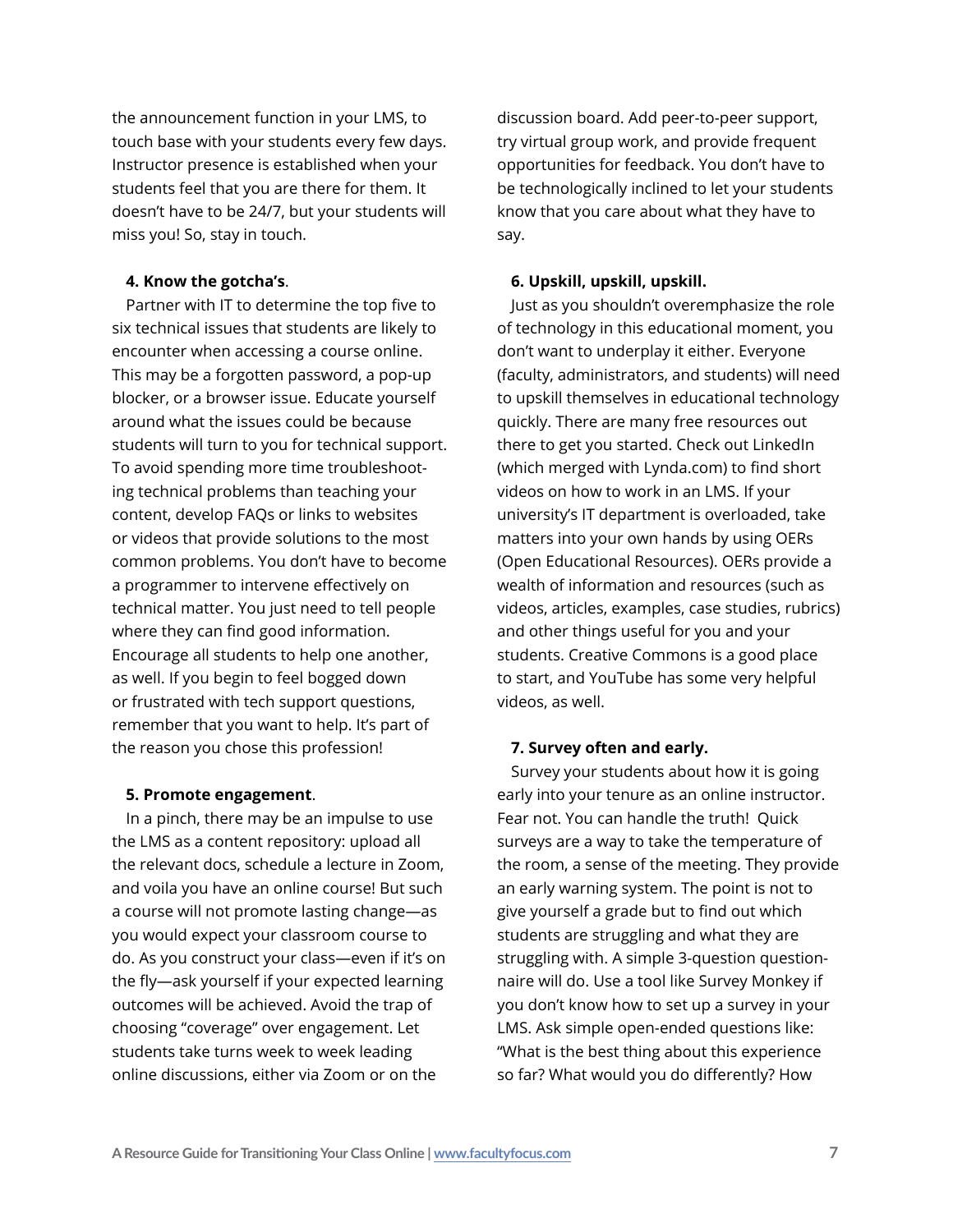the announcement function in your LMS, to touch base with your students every few days. Instructor presence is established when your students feel that you are there for them. It doesn't have to be 24/7, but your students will miss you! So, stay in touch.

**4. Know the gotcha's**.

Partner with IT to determine the top five to six technical issues that students are likely to encounter when accessing a course online. This may be a forgotten password, a pop-up blocker, or a browser issue. Educate yourself around what the issues could be because students will turn to you for technical support. To avoid spending more time troubleshooting technical problems than teaching your content, develop FAQs or links to websites or videos that provide solutions to the most common problems. You don't have to become a programmer to intervene effectively on technical matter. You just need to tell people where they can find good information. Encourage all students to help one another, as well. If you begin to feel bogged down or frustrated with tech support questions, remember that you want to help. It's part of the reason you chose this profession!

**5. Promote engagement**.

In a pinch, there may be an impulse to use the LMS as a content repository: upload all the relevant docs, schedule a lecture in Zoom, and voila you have an online course! But such a course will not promote lasting change—as you would expect your classroom course to do. As you construct your class—even if it's on the fly—ask yourself if your expected learning outcomes will be achieved. Avoid the trap of choosing "coverage" over engagement. Let students take turns week to week leading online discussions, either via Zoom or on the discussion board. Add peer-to-peer support, try virtual group work, and provide frequent opportunities for feedback. You don't have to be technologically inclined to let your students know that you care about what they have to say.

**6. Upskill, upskill, upskill.**

Just as you shouldn't overemphasize the role of technology in this educational moment, you don't want to underplay it either. Everyone (faculty, administrators, and students) will need to upskill themselves in educational technology quickly. There are many free resources out there to get you started. Check out LinkedIn (which merged with Lynda.com) to find short videos on how to work in an LMS. If your university's IT department is overloaded, take matters into your own hands by using OERs (Open Educational Resources). OERs provide a wealth of information and resources (such as videos, articles, examples, case studies, rubrics) and other things useful for you and your students. Creative Commons is a good place to start, and YouTube has some very helpful videos, as well.

**7. Survey often and early.**

Survey your students about how it is going early into your tenure as an online instructor. Fear not. You can handle the truth! Quick surveys are a way to take the temperature of the room, a sense of the meeting. They provide an early warning system. The point is not to give yourself a grade but to find out which students are struggling and what they are struggling with. A simple 3-question questionnaire will do. Use a tool like Survey Monkey if you don't know how to set up a survey in your LMS. Ask simple open-ended questions like: "What is the best thing about this experience so far? What would you do differently? How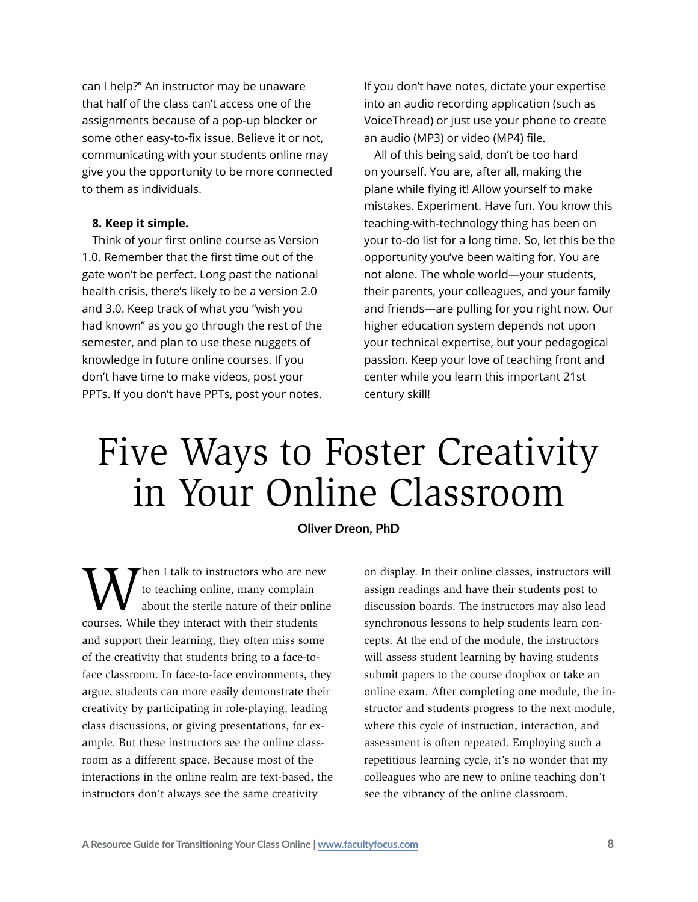can I help?" An instructor may be unaware that half of the class can't access one of the assignments because of a pop-up blocker or some other easy-to-fix issue. Believe it or not, communicating with your students online may give you the opportunity to be more connected to them as individuals.

**8. Keep it simple.**

Think of your first online course as Version 1.0. Remember that the first time out of the gate won't be perfect. Long past the national health crisis, there's likely to be a version 2.0 and 3.0. Keep track of what you "wish you had known" as you go through the rest of the semester, and plan to use these nuggets of knowledge in future online courses. If you don't have time to make videos, post your PPTs. If you don't have PPTs, post your notes. If you don't have notes, dictate your expertise into an audio recording application (such as VoiceThread) or just use your phone to create an audio (MP3) or video (MP4) file.

All of this being said, don't be too hard on yourself. You are, after all, making the plane while flying it! Allow yourself to make mistakes. Experiment. Have fun. You know this teaching-with-technology thing has been on your to-do list for a long time. So, let this be the opportunity you've been waiting for. You are not alone. The whole world—your students, their parents, your colleagues, and your family and friends—are pulling for you right now. Our higher education system depends not upon your technical expertise, but your pedagogical passion. Keep your love of teaching front and center while you learn this important 21st century skill!

# Five Ways to Foster Creativity in Your Online Classroom

**Oliver Dreon, PhD**

When I talk to instructors who are new to teaching online, many complain about the sterile nature of their online courses. While they interact with their students and support their learning, they often miss some of the creativity that students bring to a face-to-face classroom. In face-to-face environments, they argue, students can more easily demonstrate their creativity by participating in role-playing, leading class discussions, or giving presentations, for example. But these instructors see the online classroom as a different space. Because most of the interactions in the online realm are text-based, the instructors don't always see the same creativity on display. In their online classes, instructors will assign readings and have their students post to discussion boards. The instructors may also lead synchronous lessons to help students learn concepts. At the end of the module, the instructors will assess student learning by having students submit papers to the course dropbox or take an online exam. After completing one module, the instructor and students progress to the next module, where this cycle of instruction, interaction, and assessment is often repeated. Employing such a repetitious learning cycle, it's no wonder that my colleagues who are new to online teaching don't see the vibrancy of the online classroom.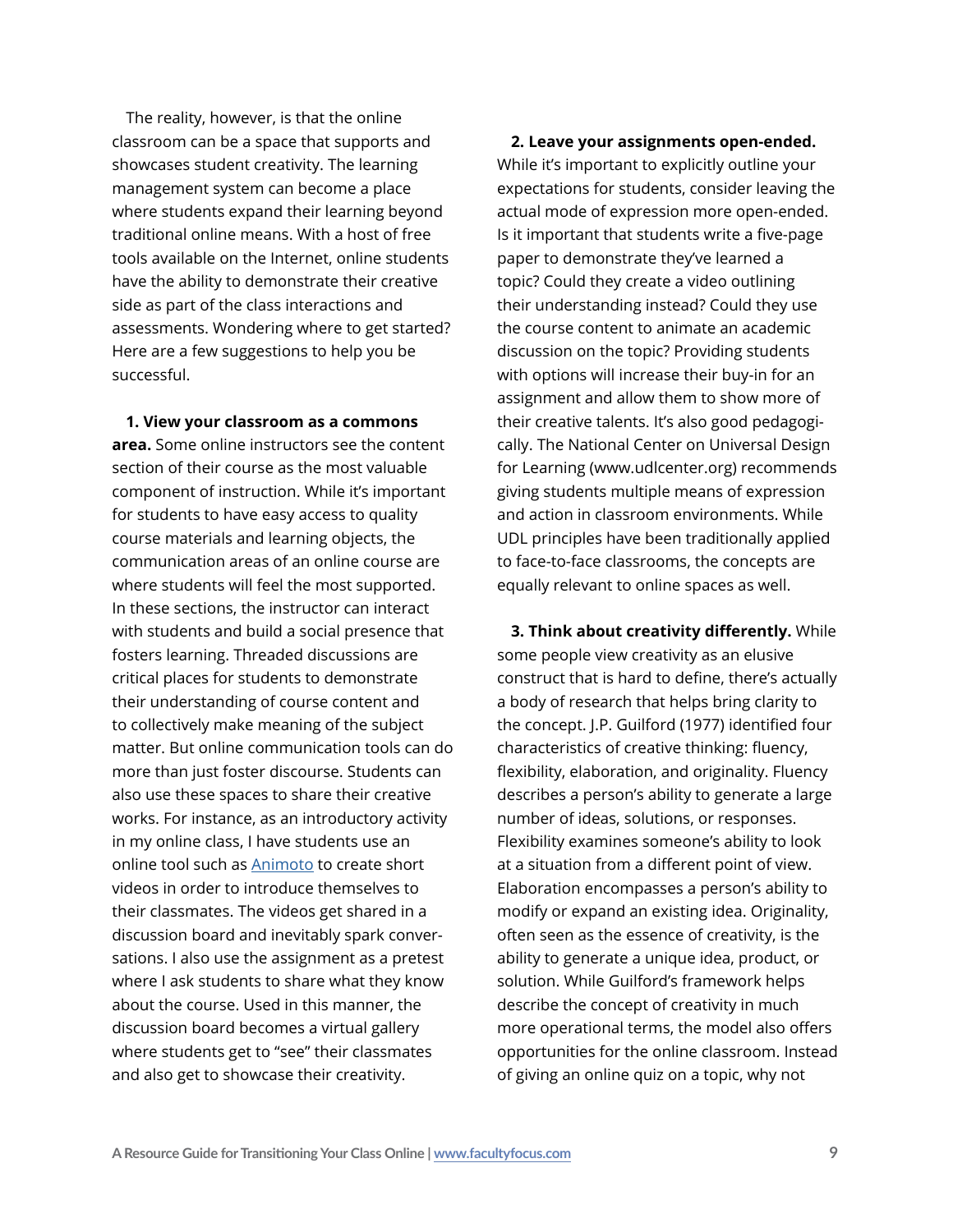The reality, however, is that the online classroom can be a space that supports and showcases student creativity. The learning management system can become a place where students expand their learning beyond traditional online means. With a host of free tools available on the Internet, online students have the ability to demonstrate their creative side as part of the class interactions and assessments. Wondering where to get started? Here are a few suggestions to help you be successful.

**1. View your classroom as a commons area.** Some online instructors see the content section of their course as the most valuable component of instruction. While it's important for students to have easy access to quality course materials and learning objects, the communication areas of an online course are where students will feel the most supported. In these sections, the instructor can interact with students and build a social presence that fosters learning. Threaded discussions are critical places for students to demonstrate their understanding of course content and to collectively make meaning of the subject matter. But online communication tools can do more than just foster discourse. Students can also use these spaces to share their creative works. For instance, as an introductory activity in my online class, I have students use an online tool such as Animoto to create short videos in order to introduce themselves to their classmates. The videos get shared in a discussion board and inevitably spark conversations. I also use the assignment as a pretest where I ask students to share what they know about the course. Used in this manner, the discussion board becomes a virtual gallery where students get to "see" their classmates and also get to showcase their creativity.

**2. Leave your assignments open-ended.** While it's important to explicitly outline your expectations for students, consider leaving the actual mode of expression more open-ended. Is it important that students write a five-page paper to demonstrate they've learned a topic? Could they create a video outlining their understanding instead? Could they use the course content to animate an academic discussion on the topic? Providing students with options will increase their buy-in for an assignment and allow them to show more of their creative talents. It's also good pedagogically. The National Center on Universal Design for Learning (www.udlcenter.org) recommends giving students multiple means of expression and action in classroom environments. While UDL principles have been traditionally applied to face-to-face classrooms, the concepts are equally relevant to online spaces as well.

**3. Think about creativity differently.** While some people view creativity as an elusive construct that is hard to define, there's actually a body of research that helps bring clarity to the concept. J.P. Guilford (1977) identified four characteristics of creative thinking: fluency, flexibility, elaboration, and originality. Fluency describes a person's ability to generate a large number of ideas, solutions, or responses. Flexibility examines someone's ability to look at a situation from a different point of view. Elaboration encompasses a person's ability to modify or expand an existing idea. Originality, often seen as the essence of creativity, is the ability to generate a unique idea, product, or solution. While Guilford's framework helps describe the concept of creativity in much more operational terms, the model also offers opportunities for the online classroom. Instead of giving an online quiz on a topic, why not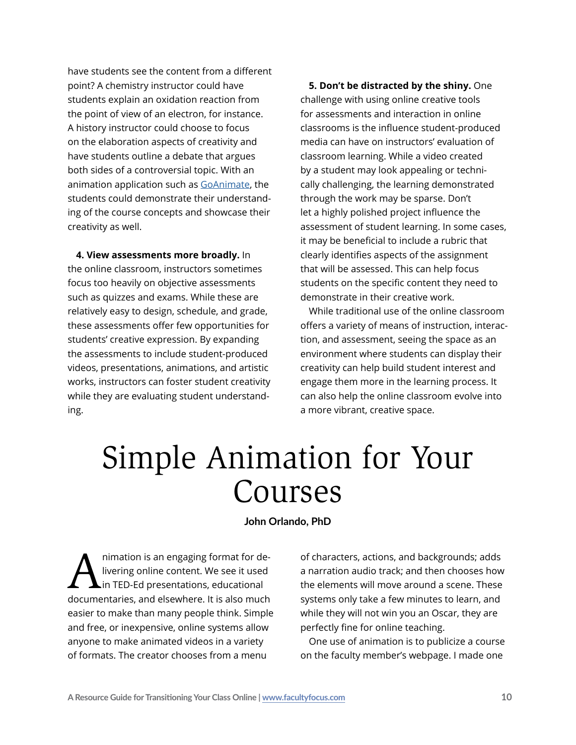have students see the content from a different point? A chemistry instructor could have students explain an oxidation reaction from the point of view of an electron, for instance. A history instructor could choose to focus on the elaboration aspects of creativity and have students outline a debate that argues both sides of a controversial topic. With an animation application such as [GoAnimate](), the students could demonstrate their understanding of the course concepts and showcase their creativity as well.

**4. View assessments more broadly.** In the online classroom, instructors sometimes focus too heavily on objective assessments such as quizzes and exams. While these are relatively easy to design, schedule, and grade, these assessments offer few opportunities for students' creative expression. By expanding the assessments to include student-produced videos, presentations, animations, and artistic works, instructors can foster student creativity while they are evaluating student understanding.

**5. Don't be distracted by the shiny.** One challenge with using online creative tools for assessments and interaction in online classrooms is the influence student-produced media can have on instructors' evaluation of classroom learning. While a video created by a student may look appealing or technically challenging, the learning demonstrated through the work may be sparse. Don't let a highly polished project influence the assessment of student learning. In some cases, it may be beneficial to include a rubric that clearly identifies aspects of the assignment that will be assessed. This can help focus students on the specific content they need to demonstrate in their creative work.

While traditional use of the online classroom offers a variety of means of instruction, interaction, and assessment, seeing the space as an environment where students can display their creativity can help build student interest and engage them more in the learning process. It can also help the online classroom evolve into a more vibrant, creative space.

# Simple Animation for Your Courses

**John Orlando, PhD**

Animation is an engaging format for delivering online content. We see it used in TED-Ed presentations, educational documentaries, and elsewhere. It is also much easier to make than many people think. Simple and free, or inexpensive, online systems allow anyone to make animated videos in a variety of formats. The creator chooses from a menu of characters, actions, and backgrounds; adds a narration audio track; and then chooses how the elements will move around a scene. These systems only take a few minutes to learn, and while they will not win you an Oscar, they are perfectly fine for online teaching.

One use of animation is to publicize a course on the faculty member's webpage. I made one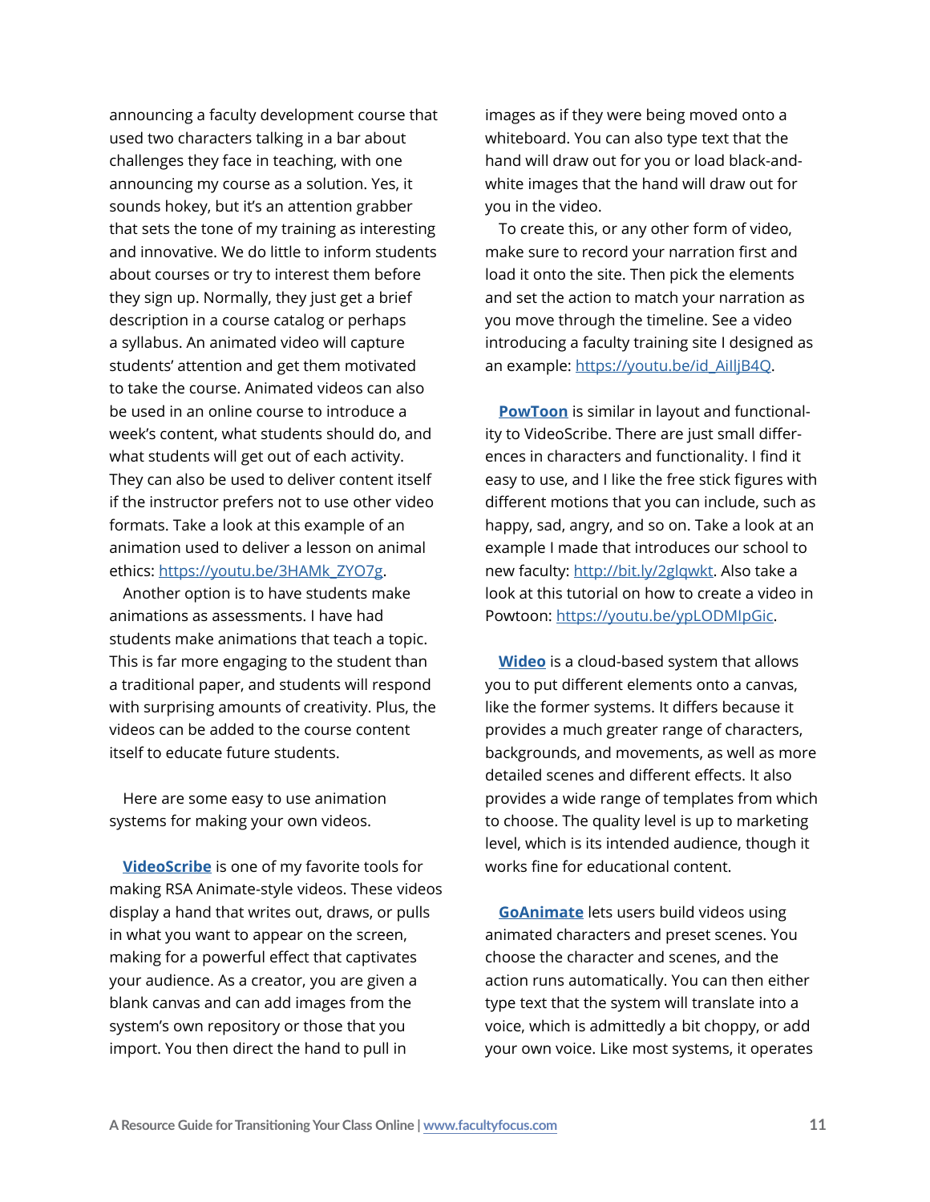announcing a faculty development course that used two characters talking in a bar about challenges they face in teaching, with one announcing my course as a solution. Yes, it sounds hokey, but it's an attention grabber that sets the tone of my training as interesting and innovative. We do little to inform students about courses or try to interest them before they sign up. Normally, they just get a brief description in a course catalog or perhaps a syllabus. An animated video will capture students' attention and get them motivated to take the course. Animated videos can also be used in an online course to introduce a week's content, what students should do, and what students will get out of each activity. They can also be used to deliver content itself if the instructor prefers not to use other video formats. Take a look at this example of an animation used to deliver a lesson on animal ethics: https://youtu.be/3HAMk_ZYO7g.

Another option is to have students make animations as assessments. I have had students make animations that teach a topic. This is far more engaging to the student than a traditional paper, and students will respond with surprising amounts of creativity. Plus, the videos can be added to the course content itself to educate future students.

Here are some easy to use animation systems for making your own videos.

**VideoScribe** is one of my favorite tools for making RSA Animate-style videos. These videos display a hand that writes out, draws, or pulls in what you want to appear on the screen, making for a powerful effect that captivates your audience. As a creator, you are given a blank canvas and can add images from the system's own repository or those that you import. You then direct the hand to pull in images as if they were being moved onto a whiteboard. You can also type text that the hand will draw out for you or load black-and-white images that the hand will draw out for you in the video.

To create this, or any other form of video, make sure to record your narration first and load it onto the site. Then pick the elements and set the action to match your narration as you move through the timeline. See a video introducing a faculty training site I designed as an example: https://youtu.be/id_AilljB4Q.

**PowToon** is similar in layout and functionality to VideoScribe. There are just small differences in characters and functionality. I find it easy to use, and I like the free stick figures with different motions that you can include, such as happy, sad, angry, and so on. Take a look at an example I made that introduces our school to new faculty: http://bit.ly/2glqwkt. Also take a look at this tutorial on how to create a video in Powtoon: https://youtu.be/ypLODMIpGic.

**Wideo** is a cloud-based system that allows you to put different elements onto a canvas, like the former systems. It differs because it provides a much greater range of characters, backgrounds, and movements, as well as more detailed scenes and different effects. It also provides a wide range of templates from which to choose. The quality level is up to marketing level, which is its intended audience, though it works fine for educational content.

**GoAnimate** lets users build videos using animated characters and preset scenes. You choose the character and scenes, and the action runs automatically. You can then either type text that the system will translate into a voice, which is admittedly a bit choppy, or add your own voice. Like most systems, it operates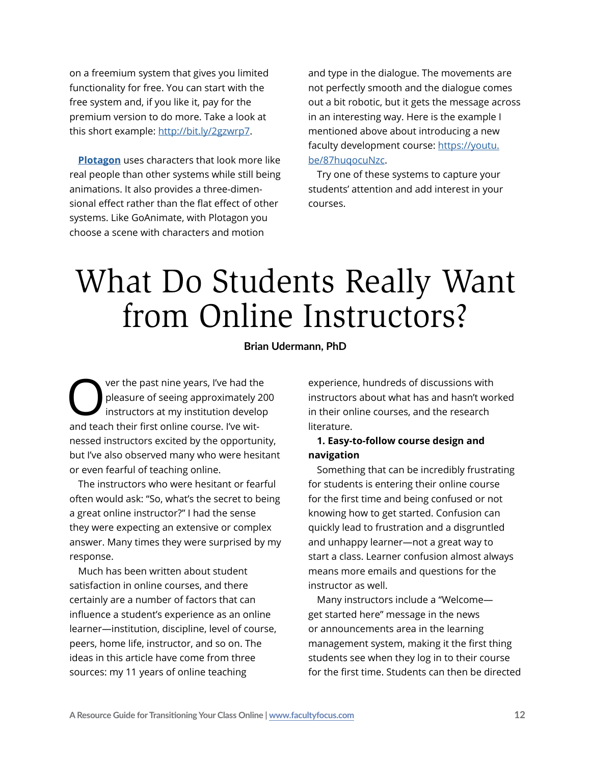on a freemium system that gives you limited functionality for free. You can start with the free system and, if you like it, pay for the premium version to do more. Take a look at this short example: http://bit.ly/2gzwrp7.

**Plotagon** uses characters that look more like real people than other systems while still being animations. It also provides a three-dimensional effect rather than the flat effect of other systems. Like GoAnimate, with Plotagon you choose a scene with characters and motion and type in the dialogue. The movements are not perfectly smooth and the dialogue comes out a bit robotic, but it gets the message across in an interesting way. Here is the example I mentioned above about introducing a new faculty development course: https://youtu.be/87huqocuNzc.

Try one of these systems to capture your students' attention and add interest in your courses.

# What Do Students Really Want from Online Instructors?

**Brian Udermann, PhD**

Over the past nine years, I've had the pleasure of seeing approximately 200 instructors at my institution develop and teach their first online course. I've witnessed instructors excited by the opportunity, but I've also observed many who were hesitant or even fearful of teaching online.

The instructors who were hesitant or fearful often would ask: "So, what's the secret to being a great online instructor?" I had the sense they were expecting an extensive or complex answer. Many times they were surprised by my response.

Much has been written about student satisfaction in online courses, and there certainly are a number of factors that can influence a student's experience as an online learner—institution, discipline, level of course, peers, home life, instructor, and so on. The ideas in this article have come from three sources: my 11 years of online teaching experience, hundreds of discussions with instructors about what has and hasn't worked in their online courses, and the research literature.

**1. Easy-to-follow course design and navigation**

Something that can be incredibly frustrating for students is entering their online course for the first time and being confused or not knowing how to get started. Confusion can quickly lead to frustration and a disgruntled and unhappy learner—not a great way to start a class. Learner confusion almost always means more emails and questions for the instructor as well.

Many instructors include a "Welcome—get started here" message in the news or announcements area in the learning management system, making it the first thing students see when they log in to their course for the first time. Students can then be directed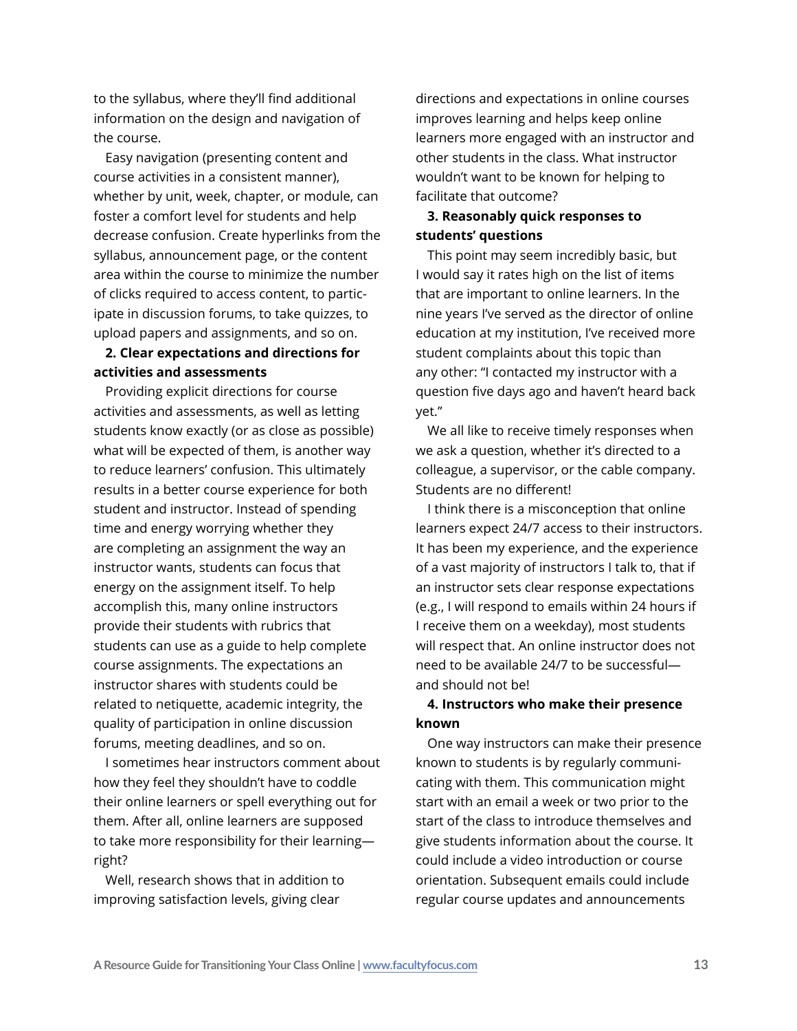to the syllabus, where they'll find additional information on the design and navigation of the course.

Easy navigation (presenting content and course activities in a consistent manner), whether by unit, week, chapter, or module, can foster a comfort level for students and help decrease confusion. Create hyperlinks from the syllabus, announcement page, or the content area within the course to minimize the number of clicks required to access content, to participate in discussion forums, to take quizzes, to upload papers and assignments, and so on.

**2. Clear expectations and directions for activities and assessments**

Providing explicit directions for course activities and assessments, as well as letting students know exactly (or as close as possible) what will be expected of them, is another way to reduce learners' confusion. This ultimately results in a better course experience for both student and instructor. Instead of spending time and energy worrying whether they are completing an assignment the way an instructor wants, students can focus that energy on the assignment itself. To help accomplish this, many online instructors provide their students with rubrics that students can use as a guide to help complete course assignments. The expectations an instructor shares with students could be related to netiquette, academic integrity, the quality of participation in online discussion forums, meeting deadlines, and so on.

I sometimes hear instructors comment about how they feel they shouldn't have to coddle their online learners or spell everything out for them. After all, online learners are supposed to take more responsibility for their learning—right?

Well, research shows that in addition to improving satisfaction levels, giving clear directions and expectations in online courses improves learning and helps keep online learners more engaged with an instructor and other students in the class. What instructor wouldn't want to be known for helping to facilitate that outcome?

**3. Reasonably quick responses to students' questions**

This point may seem incredibly basic, but I would say it rates high on the list of items that are important to online learners. In the nine years I've served as the director of online education at my institution, I've received more student complaints about this topic than any other: "I contacted my instructor with a question five days ago and haven't heard back yet."

We all like to receive timely responses when we ask a question, whether it's directed to a colleague, a supervisor, or the cable company. Students are no different!

I think there is a misconception that online learners expect 24/7 access to their instructors. It has been my experience, and the experience of a vast majority of instructors I talk to, that if an instructor sets clear response expectations (e.g., I will respond to emails within 24 hours if I receive them on a weekday), most students will respect that. An online instructor does not need to be available 24/7 to be successful—and should not be!

**4. Instructors who make their presence known**

One way instructors can make their presence known to students is by regularly communicating with them. This communication might start with an email a week or two prior to the start of the class to introduce themselves and give students information about the course. It could include a video introduction or course orientation. Subsequent emails could include regular course updates and announcements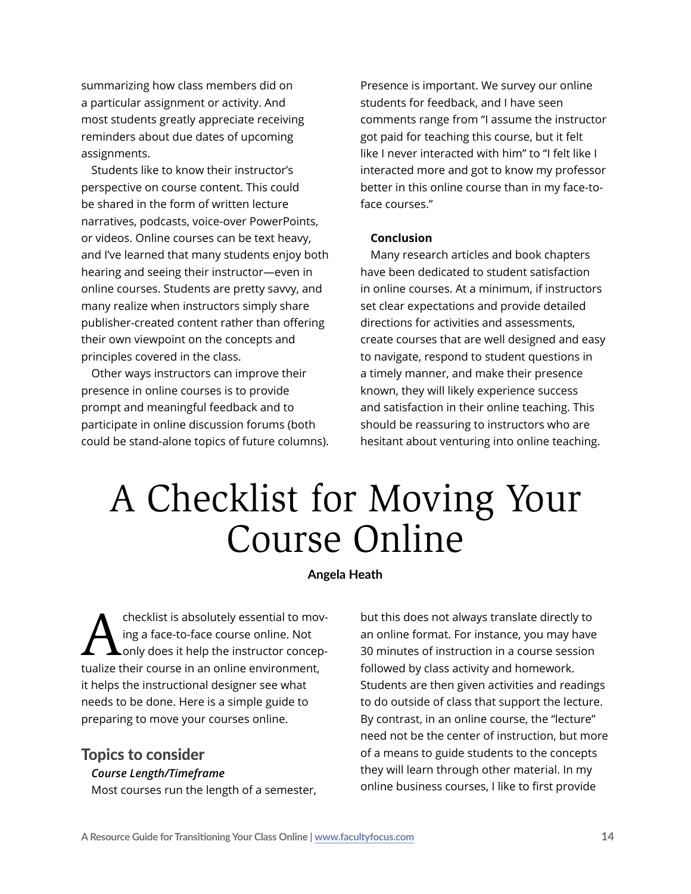summarizing how class members did on a particular assignment or activity. And most students greatly appreciate receiving reminders about due dates of upcoming assignments.

Students like to know their instructor's perspective on course content. This could be shared in the form of written lecture narratives, podcasts, voice-over PowerPoints, or videos. Online courses can be text heavy, and I've learned that many students enjoy both hearing and seeing their instructor—even in online courses. Students are pretty savvy, and many realize when instructors simply share publisher-created content rather than offering their own viewpoint on the concepts and principles covered in the class.

Other ways instructors can improve their presence in online courses is to provide prompt and meaningful feedback and to participate in online discussion forums (both could be stand-alone topics of future columns).

Presence is important. We survey our online students for feedback, and I have seen comments range from "I assume the instructor got paid for teaching this course, but it felt like I never interacted with him" to "I felt like I interacted more and got to know my professor better in this online course than in my face-to-face courses."

**Conclusion**

Many research articles and book chapters have been dedicated to student satisfaction in online courses. At a minimum, if instructors set clear expectations and provide detailed directions for activities and assessments, create courses that are well designed and easy to navigate, respond to student questions in a timely manner, and make their presence known, they will likely experience success and satisfaction in their online teaching. This should be reassuring to instructors who are hesitant about venturing into online teaching.

# A Checklist for Moving Your Course Online

**Angela Heath**

A checklist is absolutely essential to moving a face-to-face course online. Not only does it help the instructor conceptualize their course in an online environment, it helps the instructional designer see what needs to be done. Here is a simple guide to preparing to move your courses online.

## Topics to consider

***Course Length/Timeframe***

Most courses run the length of a semester, but this does not always translate directly to an online format. For instance, you may have 30 minutes of instruction in a course session followed by class activity and homework. Students are then given activities and readings to do outside of class that support the lecture. By contrast, in an online course, the "lecture" need not be the center of instruction, but more of a means to guide students to the concepts they will learn through other material. In my online business courses, I like to first provide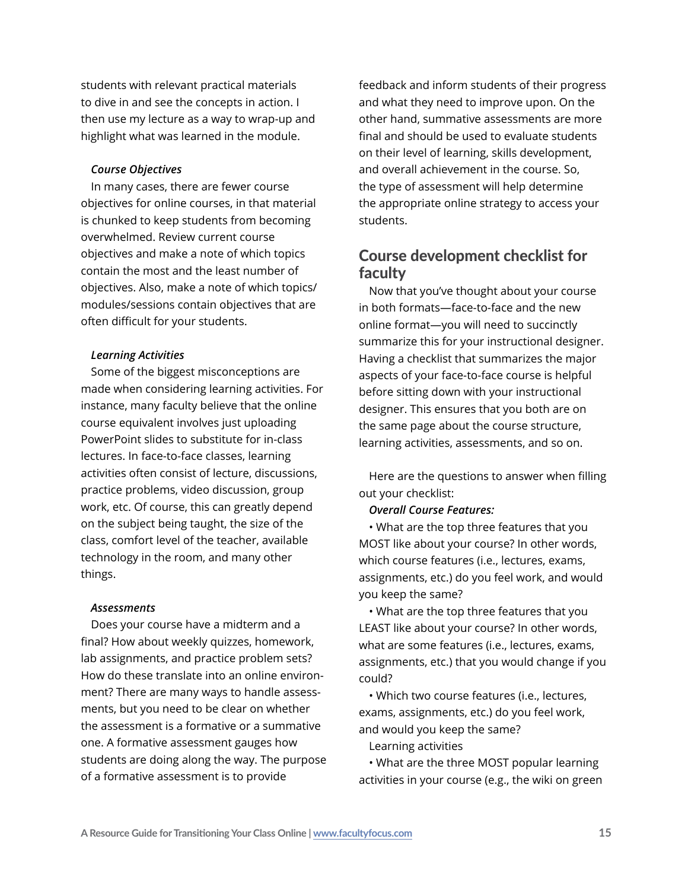students with relevant practical materials to dive in and see the concepts in action. I then use my lecture as a way to wrap-up and highlight what was learned in the module.

***Course Objectives***

In many cases, there are fewer course objectives for online courses, in that material is chunked to keep students from becoming overwhelmed. Review current course objectives and make a note of which topics contain the most and the least number of objectives. Also, make a note of which topics/modules/sessions contain objectives that are often difficult for your students.

***Learning Activities***

Some of the biggest misconceptions are made when considering learning activities. For instance, many faculty believe that the online course equivalent involves just uploading PowerPoint slides to substitute for in-class lectures. In face-to-face classes, learning activities often consist of lecture, discussions, practice problems, video discussion, group work, etc. Of course, this can greatly depend on the subject being taught, the size of the class, comfort level of the teacher, available technology in the room, and many other things.

***Assessments***

Does your course have a midterm and a final? How about weekly quizzes, homework, lab assignments, and practice problem sets? How do these translate into an online environment? There are many ways to handle assessments, but you need to be clear on whether the assessment is a formative or a summative one. A formative assessment gauges how students are doing along the way. The purpose of a formative assessment is to provide feedback and inform students of their progress and what they need to improve upon. On the other hand, summative assessments are more final and should be used to evaluate students on their level of learning, skills development, and overall achievement in the course. So, the type of assessment will help determine the appropriate online strategy to access your students.

## Course development checklist for faculty

Now that you've thought about your course in both formats—face-to-face and the new online format—you will need to succinctly summarize this for your instructional designer. Having a checklist that summarizes the major aspects of your face-to-face course is helpful before sitting down with your instructional designer. This ensures that you both are on the same page about the course structure, learning activities, assessments, and so on.

Here are the questions to answer when filling out your checklist:

***Overall Course Features:***

- What are the top three features that you MOST like about your course? In other words, which course features (i.e., lectures, exams, assignments, etc.) do you feel work, and would you keep the same?
- What are the top three features that you LEAST like about your course? In other words, what are some features (i.e., lectures, exams, assignments, etc.) that you would change if you could?
- Which two course features (i.e., lectures, exams, assignments, etc.) do you feel work, and would you keep the same?

Learning activities

- What are the three MOST popular learning activities in your course (e.g., the wiki on green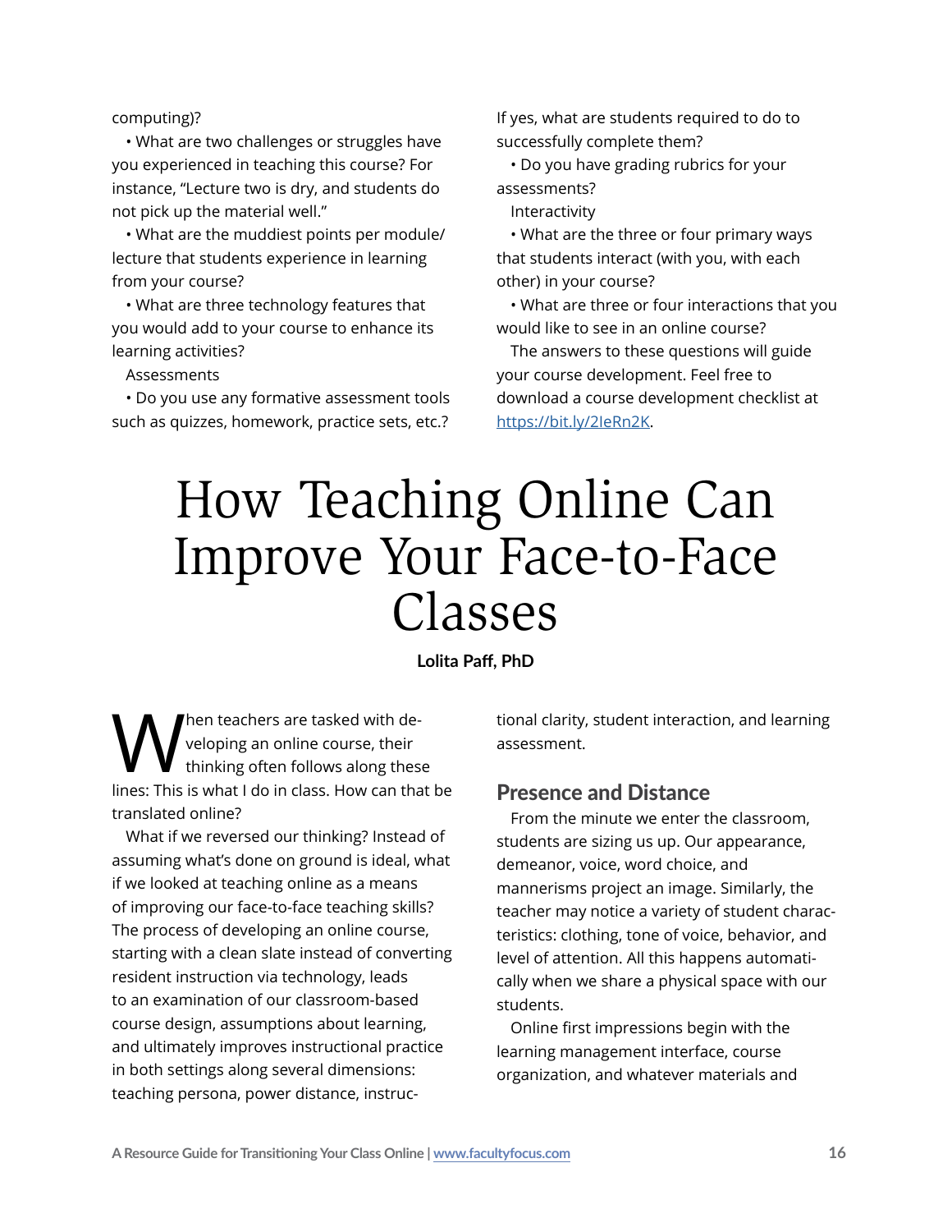computing)?

- What are two challenges or struggles have you experienced in teaching this course? For instance, "Lecture two is dry, and students do not pick up the material well."
- What are the muddiest points per module/lecture that students experience in learning from your course?
- What are three technology features that you would add to your course to enhance its learning activities?

Assessments

- Do you use any formative assessment tools such as quizzes, homework, practice sets, etc.? If yes, what are students required to do to successfully complete them?
- Do you have grading rubrics for your assessments?

Interactivity

- What are the three or four primary ways that students interact (with you, with each other) in your course?
- What are three or four interactions that you would like to see in an online course?

The answers to these questions will guide your course development. Feel free to download a course development checklist at https://bit.ly/2IeRn2K.

# How Teaching Online Can Improve Your Face-to-Face Classes

**Lolita Paff, PhD**

When teachers are tasked with developing an online course, their thinking often follows along these lines: This is what I do in class. How can that be translated online?

What if we reversed our thinking? Instead of assuming what's done on ground is ideal, what if we looked at teaching online as a means of improving our face-to-face teaching skills? The process of developing an online course, starting with a clean slate instead of converting resident instruction via technology, leads to an examination of our classroom-based course design, assumptions about learning, and ultimately improves instructional practice in both settings along several dimensions: teaching persona, power distance, instructional clarity, student interaction, and learning assessment.

## Presence and Distance

From the minute we enter the classroom, students are sizing us up. Our appearance, demeanor, voice, word choice, and mannerisms project an image. Similarly, the teacher may notice a variety of student characteristics: clothing, tone of voice, behavior, and level of attention. All this happens automatically when we share a physical space with our students.

Online first impressions begin with the learning management interface, course organization, and whatever materials and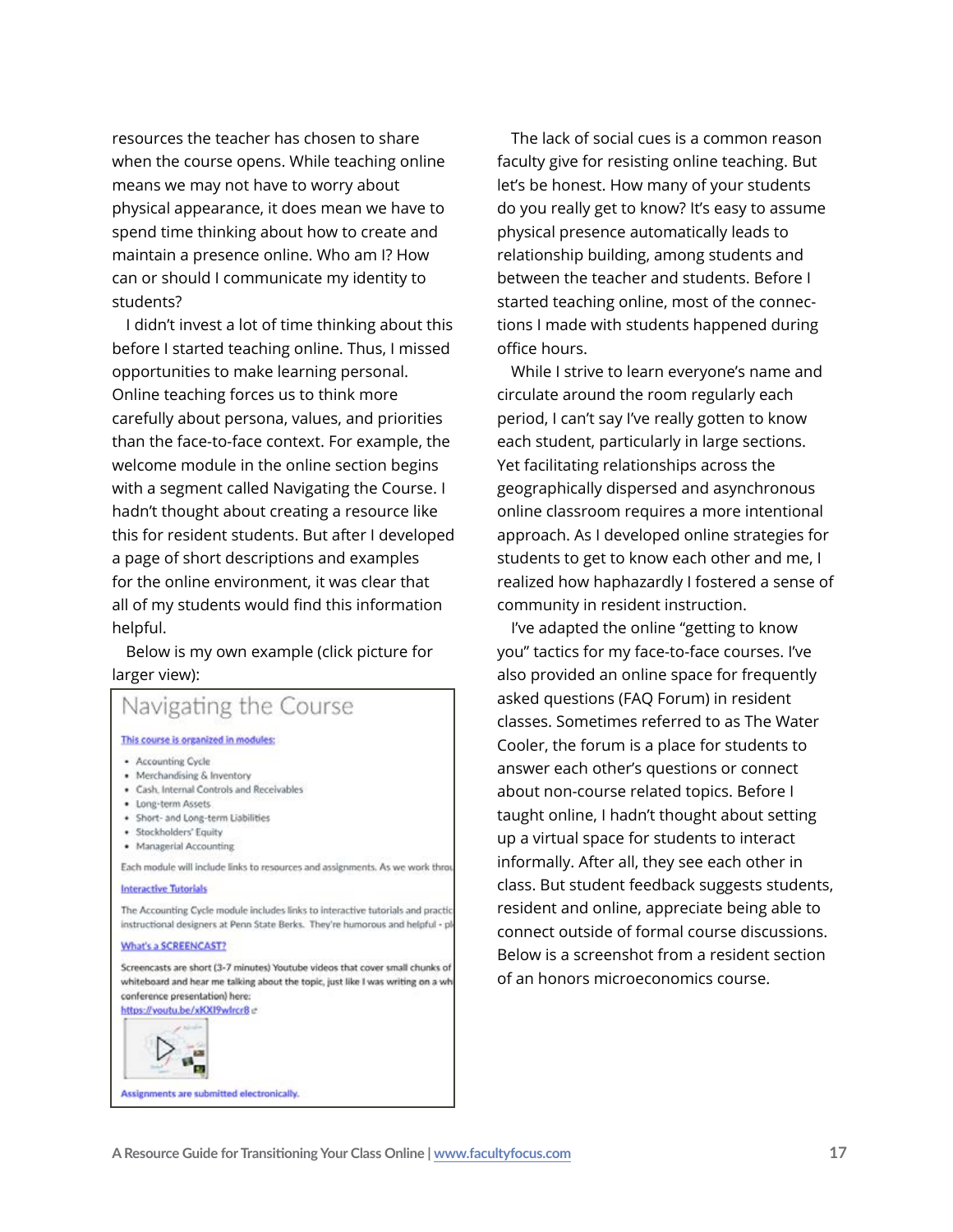resources the teacher has chosen to share when the course opens. While teaching online means we may not have to worry about physical appearance, it does mean we have to spend time thinking about how to create and maintain a presence online. Who am I? How can or should I communicate my identity to students?

I didn't invest a lot of time thinking about this before I started teaching online. Thus, I missed opportunities to make learning personal. Online teaching forces us to think more carefully about persona, values, and priorities than the face-to-face context. For example, the welcome module in the online section begins with a segment called Navigating the Course. I hadn't thought about creating a resource like this for resident students. But after I developed a page of short descriptions and examples for the online environment, it was clear that all of my students would find this information helpful.

Below is my own example (click picture for larger view):

Navigating the Course

This course is organized in modules:

- Accounting Cycle
- Merchandising & Inventory
- Cash, Internal Controls and Receivables
- Long-term Assets
- Short- and Long-term Liabilities
- Stockholders' Equity
- Managerial Accounting

Each module will include links to resources and assignments. As we work throu

Interactive Tutorials

The Accounting Cycle module includes links to interactive tutorials and practic instructional designers at Penn State Berks. They're humorous and helpful - pl

What's a SCREENCAST?

Screencasts are short (3-7 minutes) Youtube videos that cover small chunks of whiteboard and hear me talking about the topic, just like I was writing on a wh conference presentation) here:
https://youtu.be/xKXI9wlrcr8

Assignments are submitted electronically.

The lack of social cues is a common reason faculty give for resisting online teaching. But let's be honest. How many of your students do you really get to know? It's easy to assume physical presence automatically leads to relationship building, among students and between the teacher and students. Before I started teaching online, most of the connections I made with students happened during office hours.

While I strive to learn everyone's name and circulate around the room regularly each period, I can't say I've really gotten to know each student, particularly in large sections. Yet facilitating relationships across the geographically dispersed and asynchronous online classroom requires a more intentional approach. As I developed online strategies for students to get to know each other and me, I realized how haphazardly I fostered a sense of community in resident instruction.

I've adapted the online "getting to know you" tactics for my face-to-face courses. I've also provided an online space for frequently asked questions (FAQ Forum) in resident classes. Sometimes referred to as The Water Cooler, the forum is a place for students to answer each other's questions or connect about non-course related topics. Before I taught online, I hadn't thought about setting up a virtual space for students to interact informally. After all, they see each other in class. But student feedback suggests students, resident and online, appreciate being able to connect outside of formal course discussions. Below is a screenshot from a resident section of an honors microeconomics course.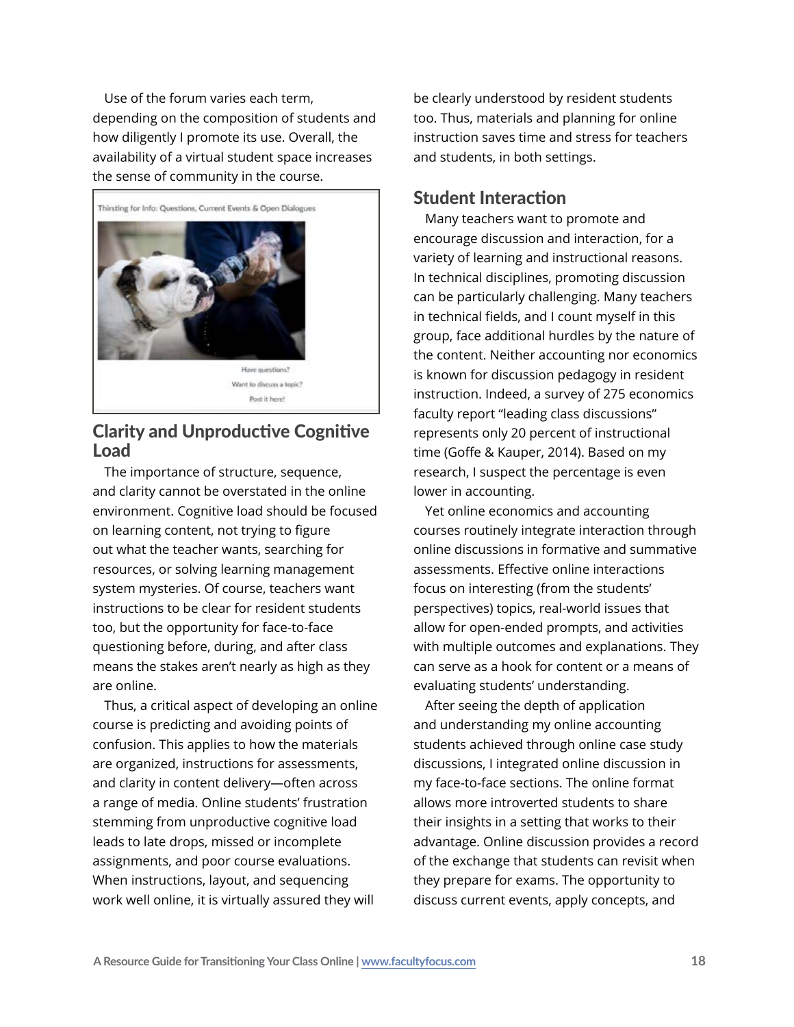Use of the forum varies each term, depending on the composition of students and how diligently I promote its use. Overall, the availability of a virtual student space increases the sense of community in the course.

## Clarity and Unproductive Cognitive Load

The importance of structure, sequence, and clarity cannot be overstated in the online environment. Cognitive load should be focused on learning content, not trying to figure out what the teacher wants, searching for resources, or solving learning management system mysteries. Of course, teachers want instructions to be clear for resident students too, but the opportunity for face-to-face questioning before, during, and after class means the stakes aren't nearly as high as they are online.

Thus, a critical aspect of developing an online course is predicting and avoiding points of confusion. This applies to how the materials are organized, instructions for assessments, and clarity in content delivery—often across a range of media. Online students' frustration stemming from unproductive cognitive load leads to late drops, missed or incomplete assignments, and poor course evaluations. When instructions, layout, and sequencing work well online, it is virtually assured they will be clearly understood by resident students too. Thus, materials and planning for online instruction saves time and stress for teachers and students, in both settings.

## Student Interaction

Many teachers want to promote and encourage discussion and interaction, for a variety of learning and instructional reasons. In technical disciplines, promoting discussion can be particularly challenging. Many teachers in technical fields, and I count myself in this group, face additional hurdles by the nature of the content. Neither accounting nor economics is known for discussion pedagogy in resident instruction. Indeed, a survey of 275 economics faculty report "leading class discussions" represents only 20 percent of instructional time (Goffe & Kauper, 2014). Based on my research, I suspect the percentage is even lower in accounting.

Yet online economics and accounting courses routinely integrate interaction through online discussions in formative and summative assessments. Effective online interactions focus on interesting (from the students' perspectives) topics, real-world issues that allow for open-ended prompts, and activities with multiple outcomes and explanations. They can serve as a hook for content or a means of evaluating students' understanding.

After seeing the depth of application and understanding my online accounting students achieved through online case study discussions, I integrated online discussion in my face-to-face sections. The online format allows more introverted students to share their insights in a setting that works to their advantage. Online discussion provides a record of the exchange that students can revisit when they prepare for exams. The opportunity to discuss current events, apply concepts, and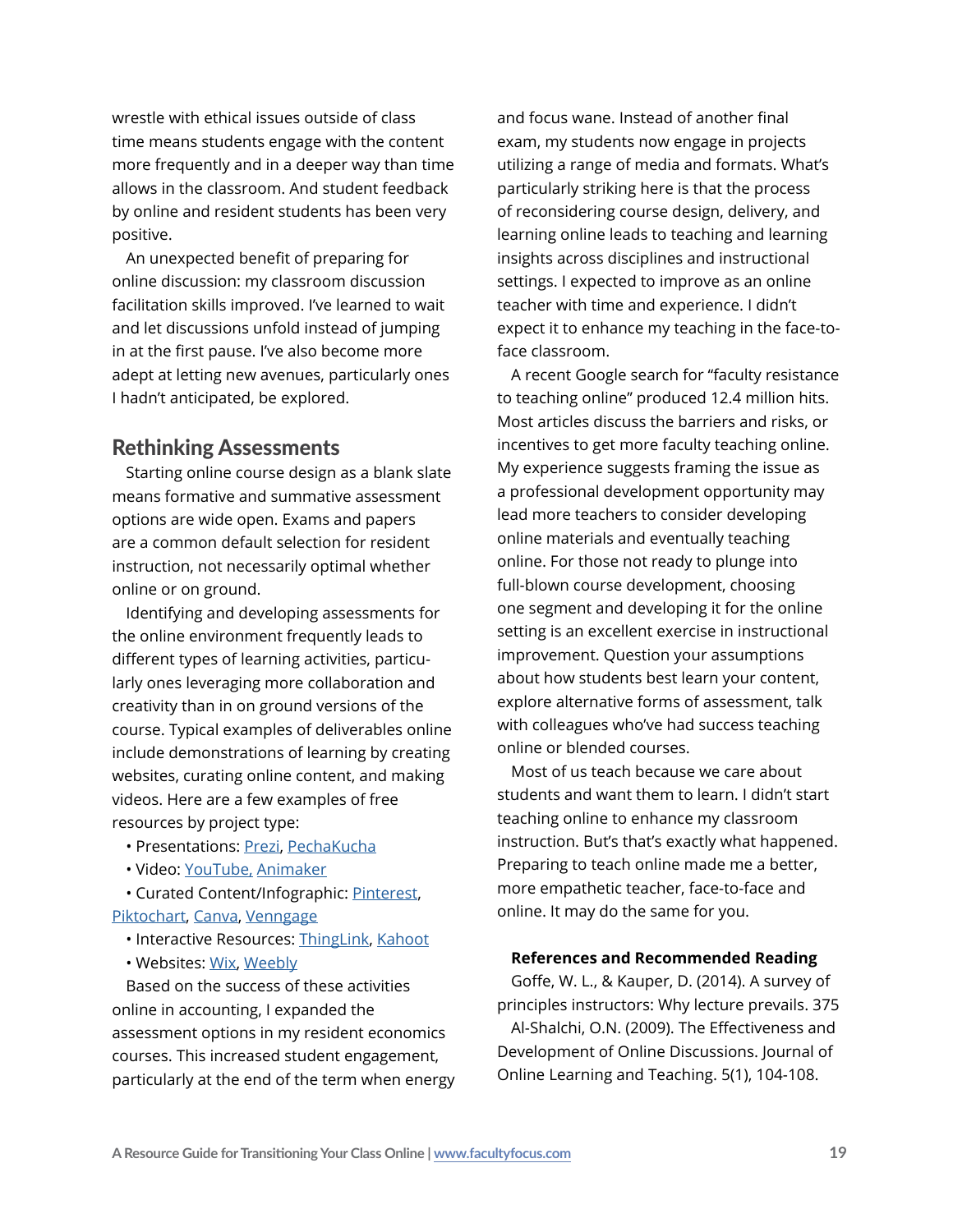wrestle with ethical issues outside of class time means students engage with the content more frequently and in a deeper way than time allows in the classroom. And student feedback by online and resident students has been very positive.

An unexpected benefit of preparing for online discussion: my classroom discussion facilitation skills improved. I've learned to wait and let discussions unfold instead of jumping in at the first pause. I've also become more adept at letting new avenues, particularly ones I hadn't anticipated, be explored.

## Rethinking Assessments

Starting online course design as a blank slate means formative and summative assessment options are wide open. Exams and papers are a common default selection for resident instruction, not necessarily optimal whether online or on ground.

Identifying and developing assessments for the online environment frequently leads to different types of learning activities, particularly ones leveraging more collaboration and creativity than in on ground versions of the course. Typical examples of deliverables online include demonstrations of learning by creating websites, curating online content, and making videos. Here are a few examples of free resources by project type:

- Presentations: Prezi, PechaKucha
- Video: YouTube, Animaker
- Curated Content/Infographic: Pinterest, Piktochart, Canva, Venngage
- Interactive Resources: ThingLink, Kahoot
- Websites: Wix, Weebly

Based on the success of these activities online in accounting, I expanded the assessment options in my resident economics courses. This increased student engagement, particularly at the end of the term when energy and focus wane. Instead of another final exam, my students now engage in projects utilizing a range of media and formats. What's particularly striking here is that the process of reconsidering course design, delivery, and learning online leads to teaching and learning insights across disciplines and instructional settings. I expected to improve as an online teacher with time and experience. I didn't expect it to enhance my teaching in the face-to-face classroom.

A recent Google search for "faculty resistance to teaching online" produced 12.4 million hits. Most articles discuss the barriers and risks, or incentives to get more faculty teaching online. My experience suggests framing the issue as a professional development opportunity may lead more teachers to consider developing online materials and eventually teaching online. For those not ready to plunge into full-blown course development, choosing one segment and developing it for the online setting is an excellent exercise in instructional improvement. Question your assumptions about how students best learn your content, explore alternative forms of assessment, talk with colleagues who've had success teaching online or blended courses.

Most of us teach because we care about students and want them to learn. I didn't start teaching online to enhance my classroom instruction. But's that's exactly what happened. Preparing to teach online made me a better, more empathetic teacher, face-to-face and online. It may do the same for you.

**References and Recommended Reading**

Goffe, W. L., & Kauper, D. (2014). A survey of principles instructors: Why lecture prevails. 375

Al-Shalchi, O.N. (2009). The Effectiveness and Development of Online Discussions. Journal of Online Learning and Teaching. 5(1), 104-108.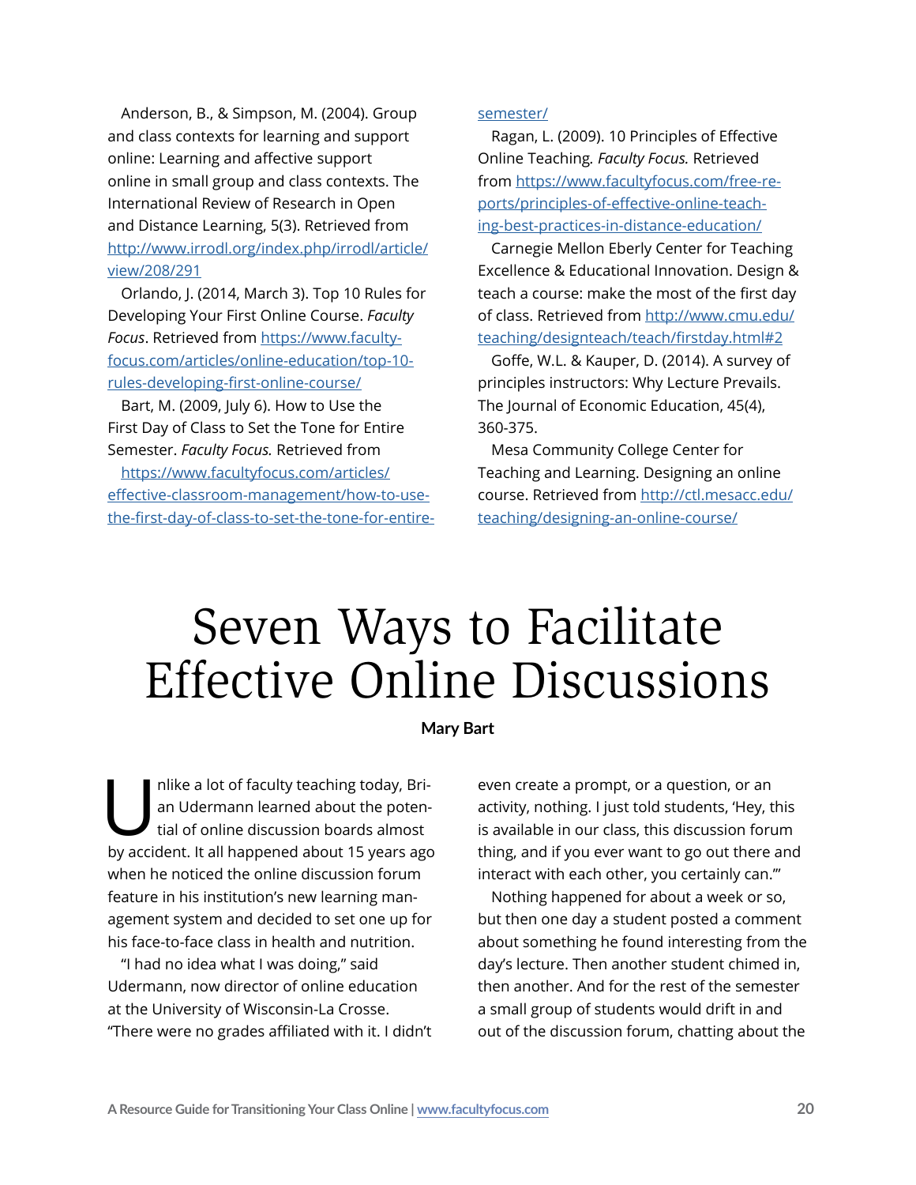Anderson, B., & Simpson, M. (2004). Group and class contexts for learning and support online: Learning and affective support online in small group and class contexts. The International Review of Research in Open and Distance Learning, 5(3). Retrieved from http://www.irrodl.org/index.php/irrodl/article/view/208/291

Orlando, J. (2014, March 3). Top 10 Rules for Developing Your First Online Course. *Faculty Focus*. Retrieved from https://www.facultyfocus.com/articles/online-education/top-10-rules-developing-first-online-course/

Bart, M. (2009, July 6). How to Use the First Day of Class to Set the Tone for Entire Semester. *Faculty Focus.* Retrieved from https://www.facultyfocus.com/articles/effective-classroom-management/how-to-use-the-first-day-of-class-to-set-the-tone-for-entire-semester/

Ragan, L. (2009). 10 Principles of Effective Online Teaching. *Faculty Focus.* Retrieved from https://www.facultyfocus.com/free-reports/principles-of-effective-online-teaching-best-practices-in-distance-education/

Carnegie Mellon Eberly Center for Teaching Excellence & Educational Innovation. Design & teach a course: make the most of the first day of class. Retrieved from http://www.cmu.edu/teaching/designteach/teach/firstday.html#2

Goffe, W.L. & Kauper, D. (2014). A survey of principles instructors: Why Lecture Prevails. The Journal of Economic Education, 45(4), 360-375.

Mesa Community College Center for Teaching and Learning. Designing an online course. Retrieved from http://ctl.mesacc.edu/teaching/designing-an-online-course/

# Seven Ways to Facilitate Effective Online Discussions

**Mary Bart**

Unlike a lot of faculty teaching today, Brian Udermann learned about the potential of online discussion boards almost by accident. It all happened about 15 years ago when he noticed the online discussion forum feature in his institution's new learning management system and decided to set one up for his face-to-face class in health and nutrition.

"I had no idea what I was doing," said Udermann, now director of online education at the University of Wisconsin-La Crosse. "There were no grades affiliated with it. I didn't even create a prompt, or a question, or an activity, nothing. I just told students, 'Hey, this is available in our class, this discussion forum thing, and if you ever want to go out there and interact with each other, you certainly can.'"

Nothing happened for about a week or so, but then one day a student posted a comment about something he found interesting from the day's lecture. Then another student chimed in, then another. And for the rest of the semester a small group of students would drift in and out of the discussion forum, chatting about the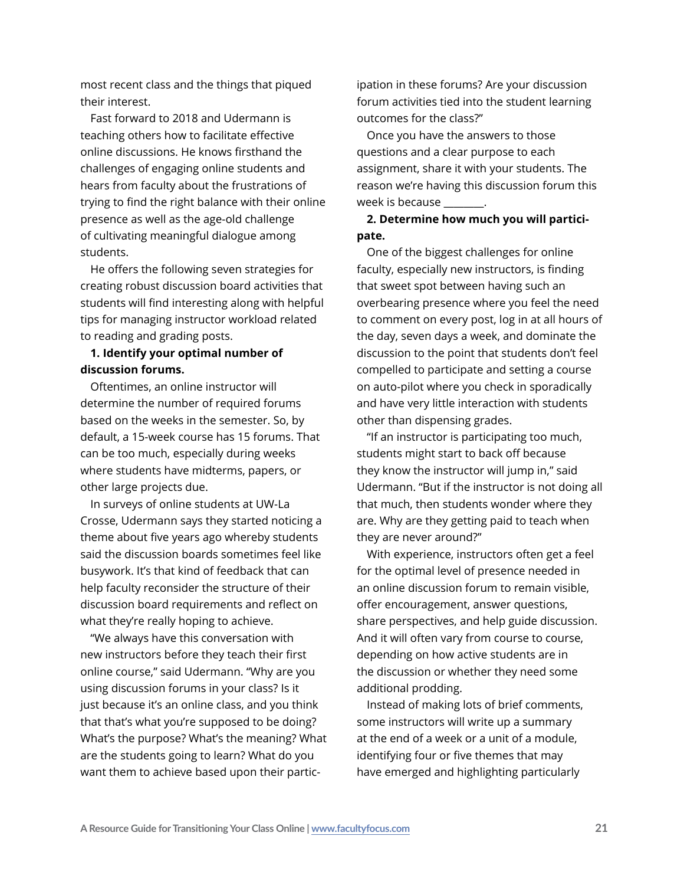most recent class and the things that piqued their interest.

Fast forward to 2018 and Udermann is teaching others how to facilitate effective online discussions. He knows firsthand the challenges of engaging online students and hears from faculty about the frustrations of trying to find the right balance with their online presence as well as the age-old challenge of cultivating meaningful dialogue among students.

He offers the following seven strategies for creating robust discussion board activities that students will find interesting along with helpful tips for managing instructor workload related to reading and grading posts.

**1. Identify your optimal number of discussion forums.**

Oftentimes, an online instructor will determine the number of required forums based on the weeks in the semester. So, by default, a 15-week course has 15 forums. That can be too much, especially during weeks where students have midterms, papers, or other large projects due.

In surveys of online students at UW-La Crosse, Udermann says they started noticing a theme about five years ago whereby students said the discussion boards sometimes feel like busywork. It's that kind of feedback that can help faculty reconsider the structure of their discussion board requirements and reflect on what they're really hoping to achieve.

"We always have this conversation with new instructors before they teach their first online course," said Udermann. "Why are you using discussion forums in your class? Is it just because it's an online class, and you think that that's what you're supposed to be doing? What's the purpose? What's the meaning? What are the students going to learn? What do you want them to achieve based upon their participation in these forums? Are your discussion forum activities tied into the student learning outcomes for the class?"

Once you have the answers to those questions and a clear purpose to each assignment, share it with your students. The reason we're having this discussion forum this week is because ________.

**2. Determine how much you will participate.**

One of the biggest challenges for online faculty, especially new instructors, is finding that sweet spot between having such an overbearing presence where you feel the need to comment on every post, log in at all hours of the day, seven days a week, and dominate the discussion to the point that students don't feel compelled to participate and setting a course on auto-pilot where you check in sporadically and have very little interaction with students other than dispensing grades.

"If an instructor is participating too much, students might start to back off because they know the instructor will jump in," said Udermann. "But if the instructor is not doing all that much, then students wonder where they are. Why are they getting paid to teach when they are never around?"

With experience, instructors often get a feel for the optimal level of presence needed in an online discussion forum to remain visible, offer encouragement, answer questions, share perspectives, and help guide discussion. And it will often vary from course to course, depending on how active students are in the discussion or whether they need some additional prodding.

Instead of making lots of brief comments, some instructors will write up a summary at the end of a week or a unit of a module, identifying four or five themes that may have emerged and highlighting particularly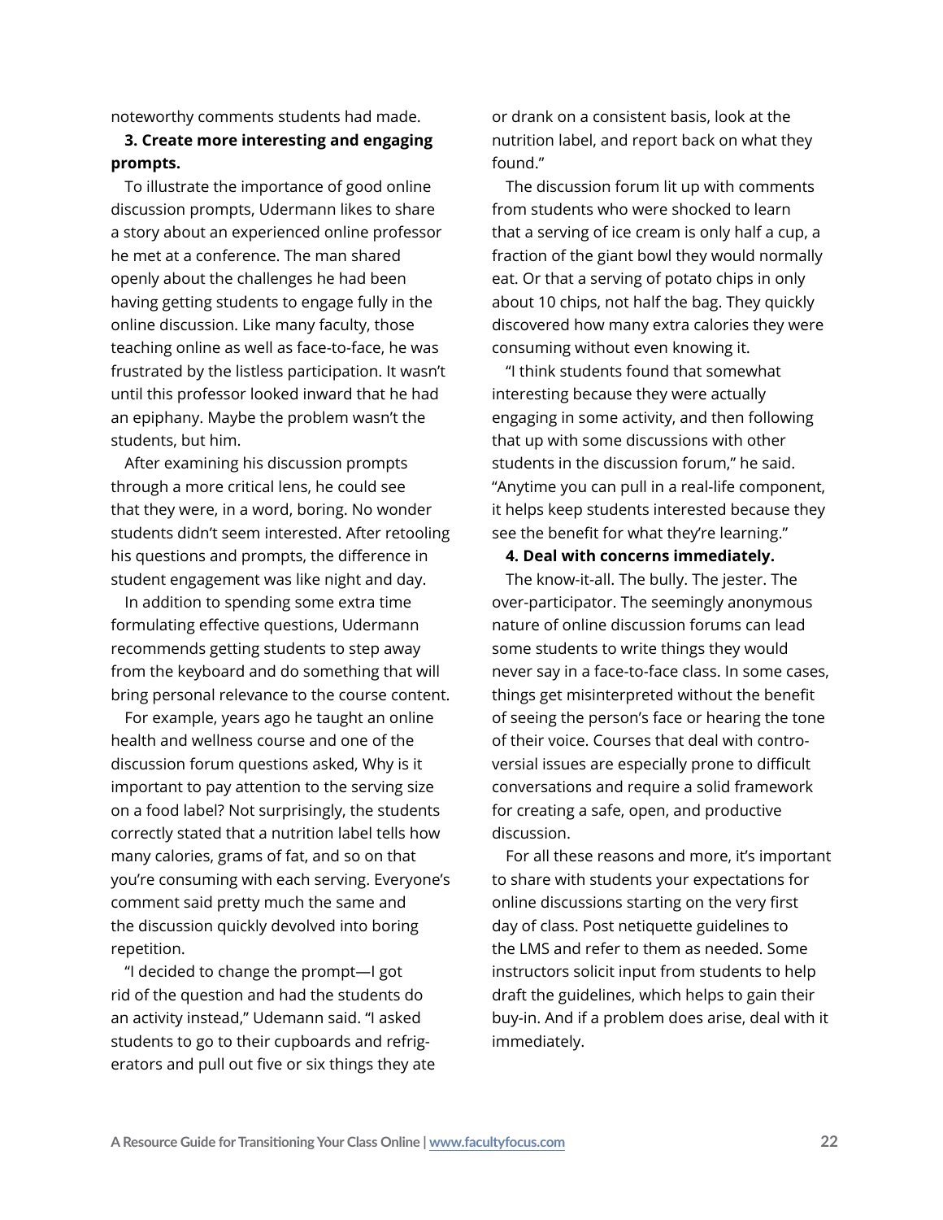noteworthy comments students had made.

**3. Create more interesting and engaging prompts.**

To illustrate the importance of good online discussion prompts, Udermann likes to share a story about an experienced online professor he met at a conference. The man shared openly about the challenges he had been having getting students to engage fully in the online discussion. Like many faculty, those teaching online as well as face-to-face, he was frustrated by the listless participation. It wasn't until this professor looked inward that he had an epiphany. Maybe the problem wasn't the students, but him.

After examining his discussion prompts through a more critical lens, he could see that they were, in a word, boring. No wonder students didn't seem interested. After retooling his questions and prompts, the difference in student engagement was like night and day.

In addition to spending some extra time formulating effective questions, Udermann recommends getting students to step away from the keyboard and do something that will bring personal relevance to the course content.

For example, years ago he taught an online health and wellness course and one of the discussion forum questions asked, Why is it important to pay attention to the serving size on a food label? Not surprisingly, the students correctly stated that a nutrition label tells how many calories, grams of fat, and so on that you're consuming with each serving. Everyone's comment said pretty much the same and the discussion quickly devolved into boring repetition.

"I decided to change the prompt—I got rid of the question and had the students do an activity instead," Udemann said. "I asked students to go to their cupboards and refrigerators and pull out five or six things they ate or drank on a consistent basis, look at the nutrition label, and report back on what they found."

The discussion forum lit up with comments from students who were shocked to learn that a serving of ice cream is only half a cup, a fraction of the giant bowl they would normally eat. Or that a serving of potato chips in only about 10 chips, not half the bag. They quickly discovered how many extra calories they were consuming without even knowing it.

"I think students found that somewhat interesting because they were actually engaging in some activity, and then following that up with some discussions with other students in the discussion forum," he said. "Anytime you can pull in a real-life component, it helps keep students interested because they see the benefit for what they're learning."

**4. Deal with concerns immediately.**

The know-it-all. The bully. The jester. The over-participator. The seemingly anonymous nature of online discussion forums can lead some students to write things they would never say in a face-to-face class. In some cases, things get misinterpreted without the benefit of seeing the person's face or hearing the tone of their voice. Courses that deal with controversial issues are especially prone to difficult conversations and require a solid framework for creating a safe, open, and productive discussion.

For all these reasons and more, it's important to share with students your expectations for online discussions starting on the very first day of class. Post netiquette guidelines to the LMS and refer to them as needed. Some instructors solicit input from students to help draft the guidelines, which helps to gain their buy-in. And if a problem does arise, deal with it immediately.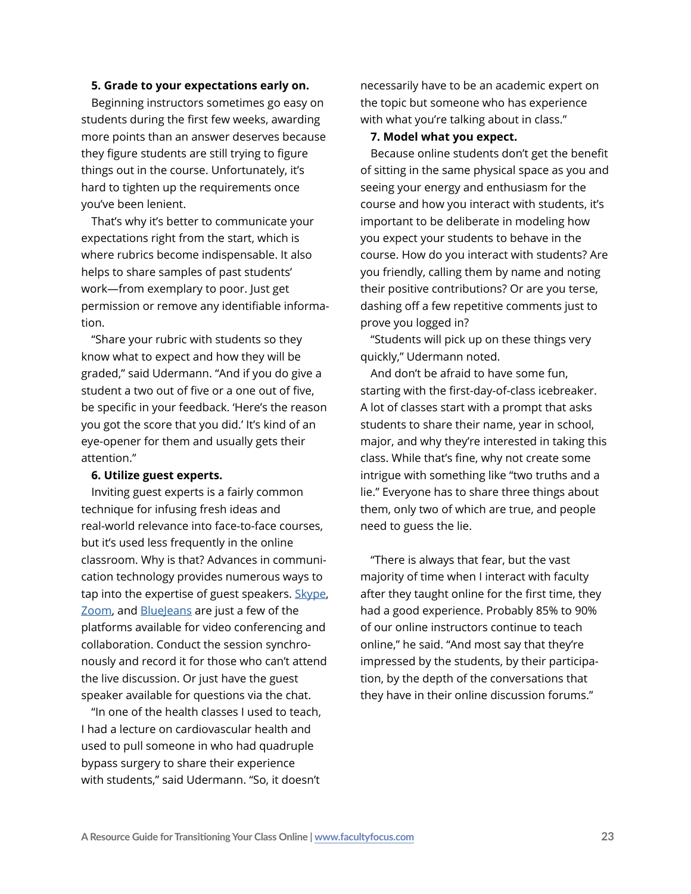**5. Grade to your expectations early on.**

Beginning instructors sometimes go easy on students during the first few weeks, awarding more points than an answer deserves because they figure students are still trying to figure things out in the course. Unfortunately, it's hard to tighten up the requirements once you've been lenient.

That's why it's better to communicate your expectations right from the start, which is where rubrics become indispensable. It also helps to share samples of past students' work—from exemplary to poor. Just get permission or remove any identifiable information.

"Share your rubric with students so they know what to expect and how they will be graded," said Udermann. "And if you do give a student a two out of five or a one out of five, be specific in your feedback. 'Here's the reason you got the score that you did.' It's kind of an eye-opener for them and usually gets their attention."

**6. Utilize guest experts.**

Inviting guest experts is a fairly common technique for infusing fresh ideas and real-world relevance into face-to-face courses, but it's used less frequently in the online classroom. Why is that? Advances in communication technology provides numerous ways to tap into the expertise of guest speakers. Skype, Zoom, and BlueJeans are just a few of the platforms available for video conferencing and collaboration. Conduct the session synchronously and record it for those who can't attend the live discussion. Or just have the guest speaker available for questions via the chat.

"In one of the health classes I used to teach, I had a lecture on cardiovascular health and used to pull someone in who had quadruple bypass surgery to share their experience with students," said Udermann. "So, it doesn't necessarily have to be an academic expert on the topic but someone who has experience with what you're talking about in class."

**7. Model what you expect.**

Because online students don't get the benefit of sitting in the same physical space as you and seeing your energy and enthusiasm for the course and how you interact with students, it's important to be deliberate in modeling how you expect your students to behave in the course. How do you interact with students? Are you friendly, calling them by name and noting their positive contributions? Or are you terse, dashing off a few repetitive comments just to prove you logged in?

"Students will pick up on these things very quickly," Udermann noted.

And don't be afraid to have some fun, starting with the first-day-of-class icebreaker. A lot of classes start with a prompt that asks students to share their name, year in school, major, and why they're interested in taking this class. While that's fine, why not create some intrigue with something like "two truths and a lie." Everyone has to share three things about them, only two of which are true, and people need to guess the lie.

"There is always that fear, but the vast majority of time when I interact with faculty after they taught online for the first time, they had a good experience. Probably 85% to 90% of our online instructors continue to teach online," he said. "And most say that they're impressed by the students, by their participation, by the depth of the conversations that they have in their online discussion forums."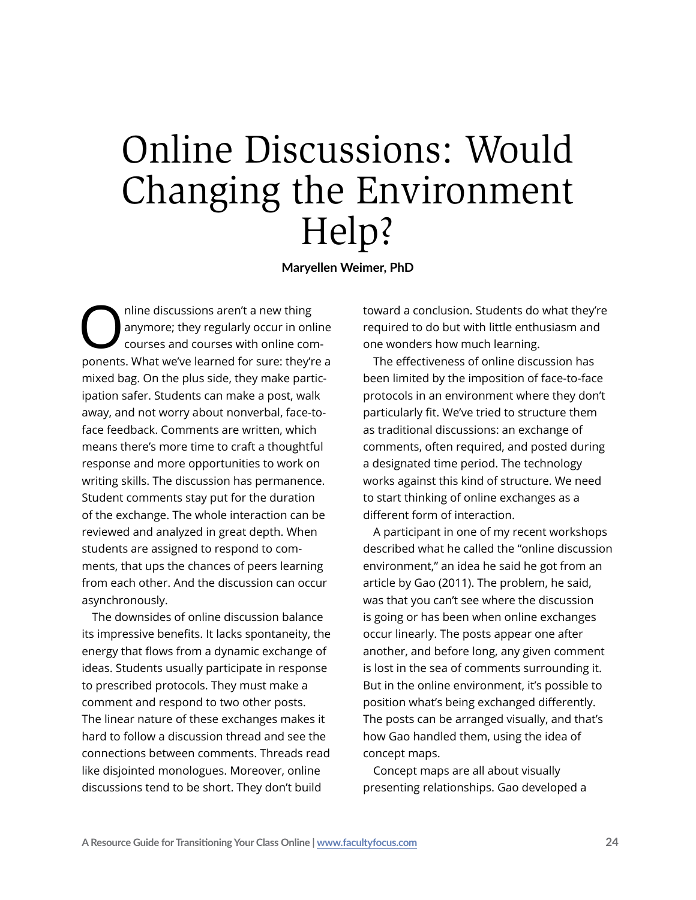# Online Discussions: Would Changing the Environment Help?

**Maryellen Weimer, PhD**

Online discussions aren't a new thing anymore; they regularly occur in online courses and courses with online components. What we've learned for sure: they're a mixed bag. On the plus side, they make participation safer. Students can make a post, walk away, and not worry about nonverbal, face-to-face feedback. Comments are written, which means there's more time to craft a thoughtful response and more opportunities to work on writing skills. The discussion has permanence. Student comments stay put for the duration of the exchange. The whole interaction can be reviewed and analyzed in great depth. When students are assigned to respond to comments, that ups the chances of peers learning from each other. And the discussion can occur asynchronously.

The downsides of online discussion balance its impressive benefits. It lacks spontaneity, the energy that flows from a dynamic exchange of ideas. Students usually participate in response to prescribed protocols. They must make a comment and respond to two other posts. The linear nature of these exchanges makes it hard to follow a discussion thread and see the connections between comments. Threads read like disjointed monologues. Moreover, online discussions tend to be short. They don't build toward a conclusion. Students do what they're required to do but with little enthusiasm and one wonders how much learning.

The effectiveness of online discussion has been limited by the imposition of face-to-face protocols in an environment where they don't particularly fit. We've tried to structure them as traditional discussions: an exchange of comments, often required, and posted during a designated time period. The technology works against this kind of structure. We need to start thinking of online exchanges as a different form of interaction.

A participant in one of my recent workshops described what he called the "online discussion environment," an idea he said he got from an article by Gao (2011). The problem, he said, was that you can't see where the discussion is going or has been when online exchanges occur linearly. The posts appear one after another, and before long, any given comment is lost in the sea of comments surrounding it. But in the online environment, it's possible to position what's being exchanged differently. The posts can be arranged visually, and that's how Gao handled them, using the idea of concept maps.

Concept maps are all about visually presenting relationships. Gao developed a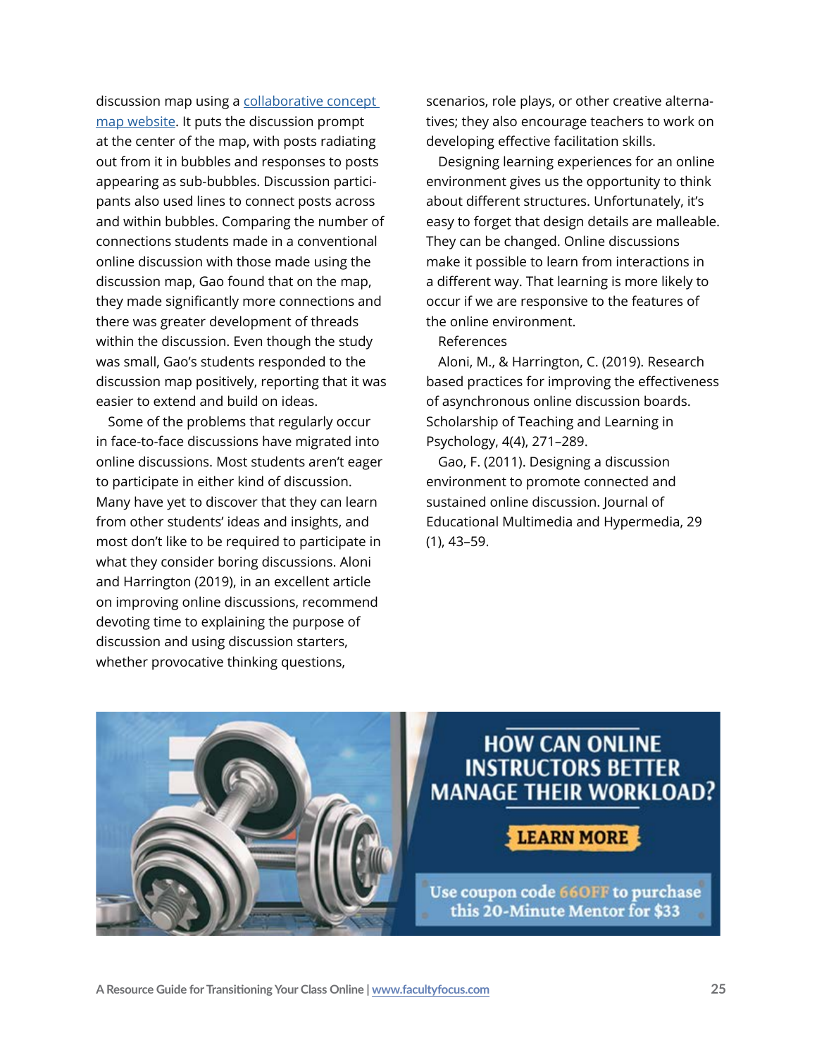discussion map using a [collaborative concept map website](). It puts the discussion prompt at the center of the map, with posts radiating out from it in bubbles and responses to posts appearing as sub-bubbles. Discussion participants also used lines to connect posts across and within bubbles. Comparing the number of connections students made in a conventional online discussion with those made using the discussion map, Gao found that on the map, they made significantly more connections and there was greater development of threads within the discussion. Even though the study was small, Gao's students responded to the discussion map positively, reporting that it was easier to extend and build on ideas.

Some of the problems that regularly occur in face-to-face discussions have migrated into online discussions. Most students aren't eager to participate in either kind of discussion. Many have yet to discover that they can learn from other students' ideas and insights, and most don't like to be required to participate in what they consider boring discussions. Aloni and Harrington (2019), in an excellent article on improving online discussions, recommend devoting time to explaining the purpose of discussion and using discussion starters, whether provocative thinking questions, scenarios, role plays, or other creative alternatives; they also encourage teachers to work on developing effective facilitation skills.

Designing learning experiences for an online environment gives us the opportunity to think about different structures. Unfortunately, it's easy to forget that design details are malleable. They can be changed. Online discussions make it possible to learn from interactions in a different way. That learning is more likely to occur if we are responsive to the features of the online environment.

References

Aloni, M., & Harrington, C. (2019). Research based practices for improving the effectiveness of asynchronous online discussion boards. Scholarship of Teaching and Learning in Psychology, 4(4), 271–289.

Gao, F. (2011). Designing a discussion environment to promote connected and sustained online discussion. Journal of Educational Multimedia and Hypermedia, 29 (1), 43–59.

HOW CAN ONLINE INSTRUCTORS BETTER MANAGE THEIR WORKLOAD?

LEARN MORE

Use coupon code 66OFF to purchase this 20-Minute Mentor for $33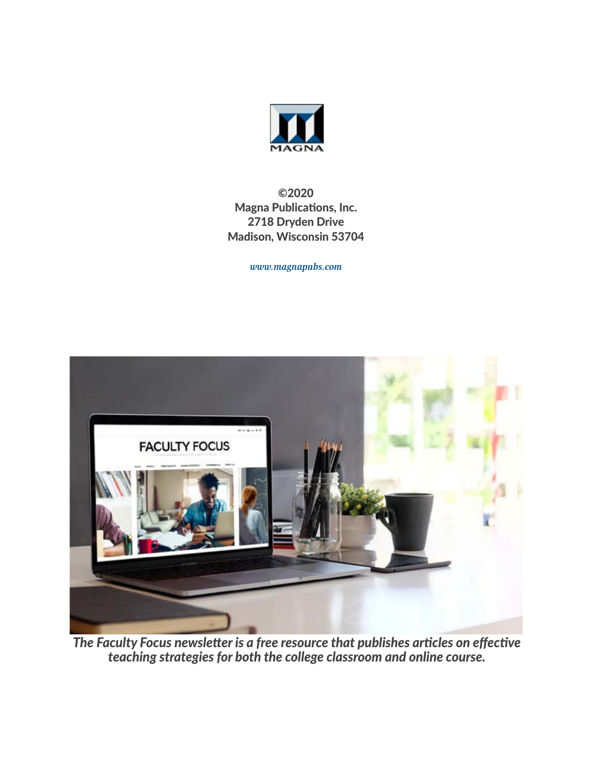MAGNA

**©2020**
**Magna Publications, Inc.**
**2718 Dryden Drive**
**Madison, Wisconsin 53704**

*www.magnapubs.com*

***The Faculty Focus newsletter is a free resource that publishes articles on effective teaching strategies for both the college classroom and online course.***